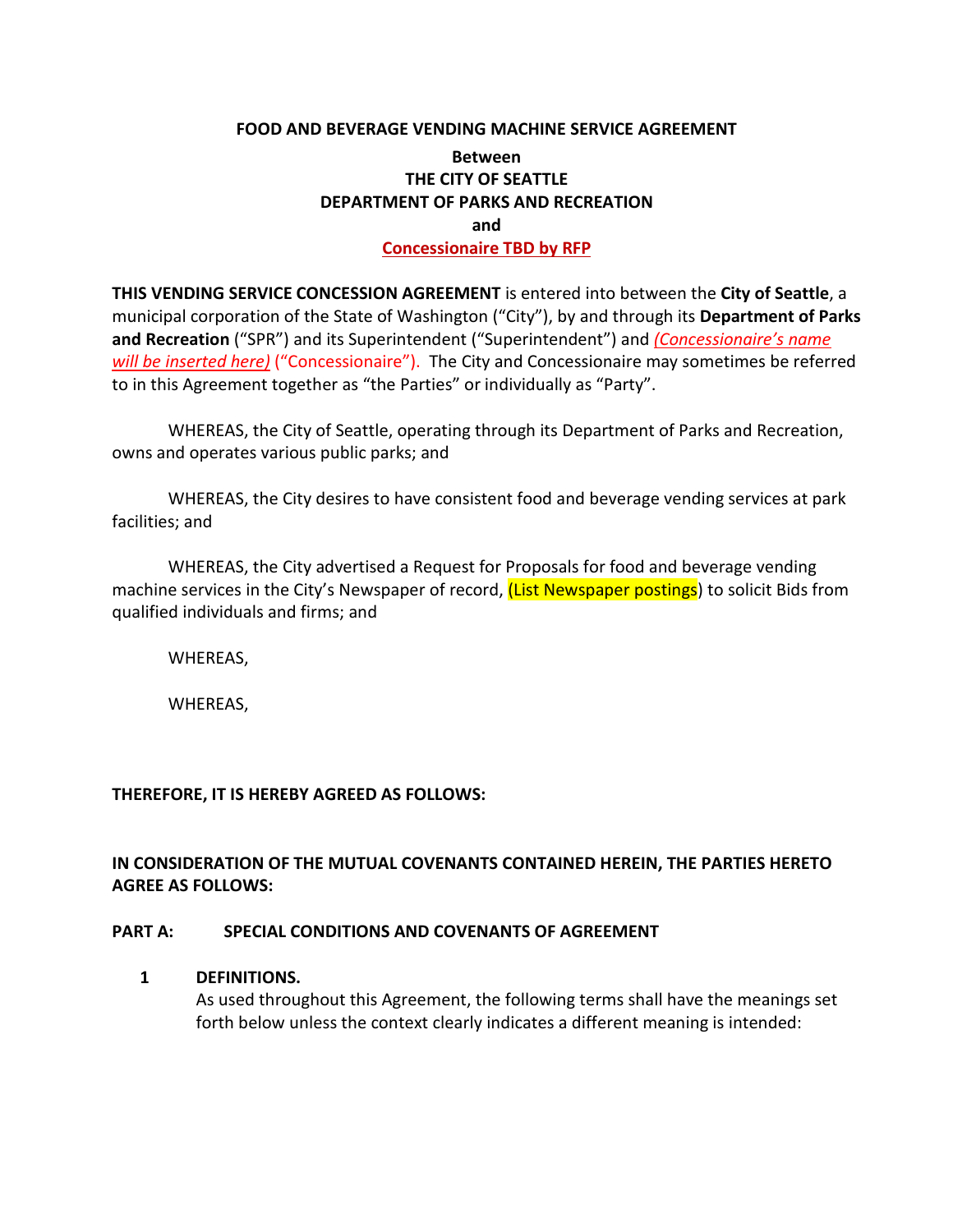**FOOD AND BEVERAGE VENDING MACHINE SERVICE AGREEMENT**

**Between**
**THE CITY OF SEATTLE**
**DEPARTMENT OF PARKS AND RECREATION**
**and**
**Concessionaire TBD by RFP**

**THIS VENDING SERVICE CONCESSION AGREEMENT** is entered into between the **City of Seattle**, a municipal corporation of the State of Washington ("City"), by and through its **Department of Parks and Recreation** ("SPR") and its Superintendent ("Superintendent") and *(Concessionaire's name will be inserted here)* ("Concessionaire"). The City and Concessionaire may sometimes be referred to in this Agreement together as "the Parties" or individually as "Party".

WHEREAS, the City of Seattle, operating through its Department of Parks and Recreation, owns and operates various public parks; and

WHEREAS, the City desires to have consistent food and beverage vending services at park facilities; and

WHEREAS, the City advertised a Request for Proposals for food and beverage vending machine services in the City's Newspaper of record, (List Newspaper postings) to solicit Bids from qualified individuals and firms; and

WHEREAS,

WHEREAS,

**THEREFORE, IT IS HEREBY AGREED AS FOLLOWS:**

**IN CONSIDERATION OF THE MUTUAL COVENANTS CONTAINED HEREIN, THE PARTIES HERETO AGREE AS FOLLOWS:**

**PART A: SPECIAL CONDITIONS AND COVENANTS OF AGREEMENT**

**1 DEFINITIONS.**

As used throughout this Agreement, the following terms shall have the meanings set forth below unless the context clearly indicates a different meaning is intended: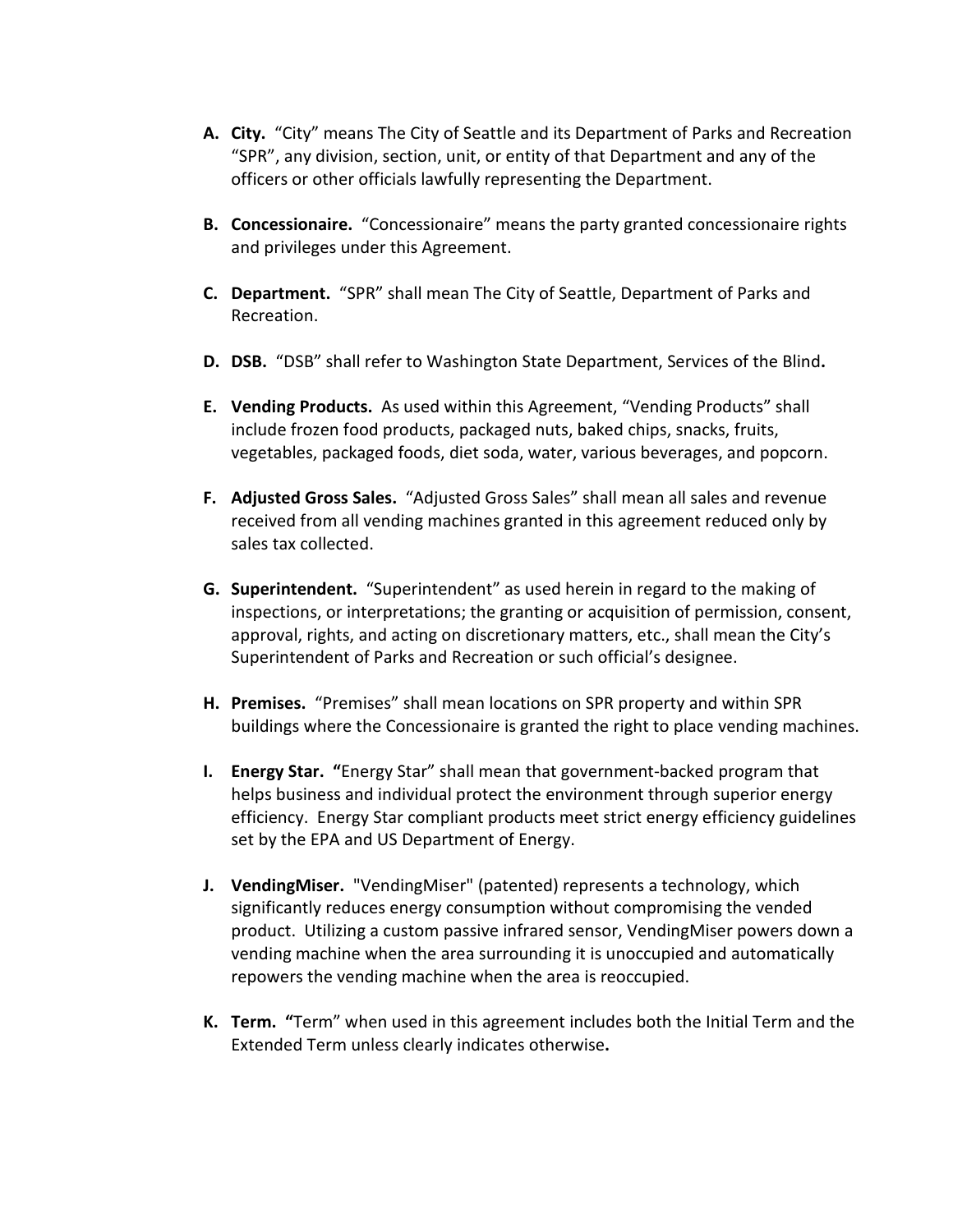A. **City.** "City" means The City of Seattle and its Department of Parks and Recreation "SPR", any division, section, unit, or entity of that Department and any of the officers or other officials lawfully representing the Department.

B. **Concessionaire.** "Concessionaire" means the party granted concessionaire rights and privileges under this Agreement.

C. **Department.** "SPR" shall mean The City of Seattle, Department of Parks and Recreation.

D. **DSB.** "DSB" shall refer to Washington State Department, Services of the Blind**.**

E. **Vending Products.** As used within this Agreement, "Vending Products" shall include frozen food products, packaged nuts, baked chips, snacks, fruits, vegetables, packaged foods, diet soda, water, various beverages, and popcorn.

F. **Adjusted Gross Sales.** "Adjusted Gross Sales" shall mean all sales and revenue received from all vending machines granted in this agreement reduced only by sales tax collected.

G. **Superintendent.** "Superintendent" as used herein in regard to the making of inspections, or interpretations; the granting or acquisition of permission, consent, approval, rights, and acting on discretionary matters, etc., shall mean the City's Superintendent of Parks and Recreation or such official's designee.

H. **Premises.** "Premises" shall mean locations on SPR property and within SPR buildings where the Concessionaire is granted the right to place vending machines.

I. **Energy Star. "**Energy Star" shall mean that government-backed program that helps business and individual protect the environment through superior energy efficiency. Energy Star compliant products meet strict energy efficiency guidelines set by the EPA and US Department of Energy.

J. **VendingMiser.** "VendingMiser" (patented) represents a technology, which significantly reduces energy consumption without compromising the vended product. Utilizing a custom passive infrared sensor, VendingMiser powers down a vending machine when the area surrounding it is unoccupied and automatically repowers the vending machine when the area is reoccupied.

K. **Term. "**Term" when used in this agreement includes both the Initial Term and the Extended Term unless clearly indicates otherwise**.**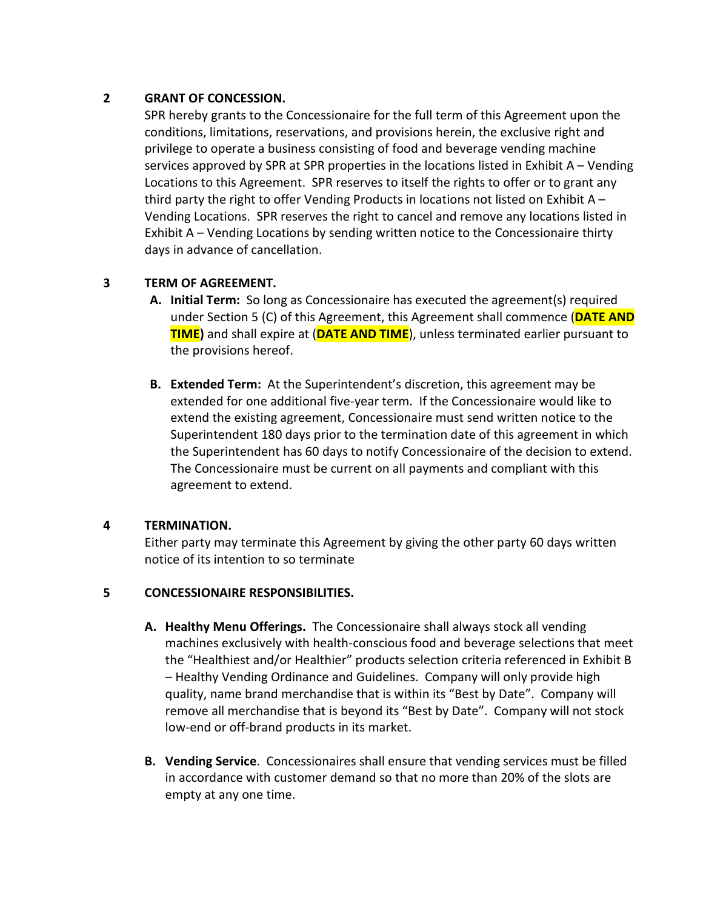## 2 GRANT OF CONCESSION.

SPR hereby grants to the Concessionaire for the full term of this Agreement upon the conditions, limitations, reservations, and provisions herein, the exclusive right and privilege to operate a business consisting of food and beverage vending machine services approved by SPR at SPR properties in the locations listed in Exhibit A – Vending Locations to this Agreement. SPR reserves to itself the rights to offer or to grant any third party the right to offer Vending Products in locations not listed on Exhibit A – Vending Locations. SPR reserves the right to cancel and remove any locations listed in Exhibit A – Vending Locations by sending written notice to the Concessionaire thirty days in advance of cancellation.

## 3 TERM OF AGREEMENT.

**A. Initial Term:** So long as Concessionaire has executed the agreement(s) required under Section 5 (C) of this Agreement, this Agreement shall commence (**DATE AND TIME**) and shall expire at (**DATE AND TIME**), unless terminated earlier pursuant to the provisions hereof.

**B. Extended Term:** At the Superintendent's discretion, this agreement may be extended for one additional five-year term. If the Concessionaire would like to extend the existing agreement, Concessionaire must send written notice to the Superintendent 180 days prior to the termination date of this agreement in which the Superintendent has 60 days to notify Concessionaire of the decision to extend. The Concessionaire must be current on all payments and compliant with this agreement to extend.

## 4 TERMINATION.

Either party may terminate this Agreement by giving the other party 60 days written notice of its intention to so terminate

## 5 CONCESSIONAIRE RESPONSIBILITIES.

**A. Healthy Menu Offerings.** The Concessionaire shall always stock all vending machines exclusively with health-conscious food and beverage selections that meet the "Healthiest and/or Healthier" products selection criteria referenced in Exhibit B – Healthy Vending Ordinance and Guidelines. Company will only provide high quality, name brand merchandise that is within its "Best by Date". Company will remove all merchandise that is beyond its "Best by Date". Company will not stock low-end or off-brand products in its market.

**B. Vending Service**. Concessionaires shall ensure that vending services must be filled in accordance with customer demand so that no more than 20% of the slots are empty at any one time.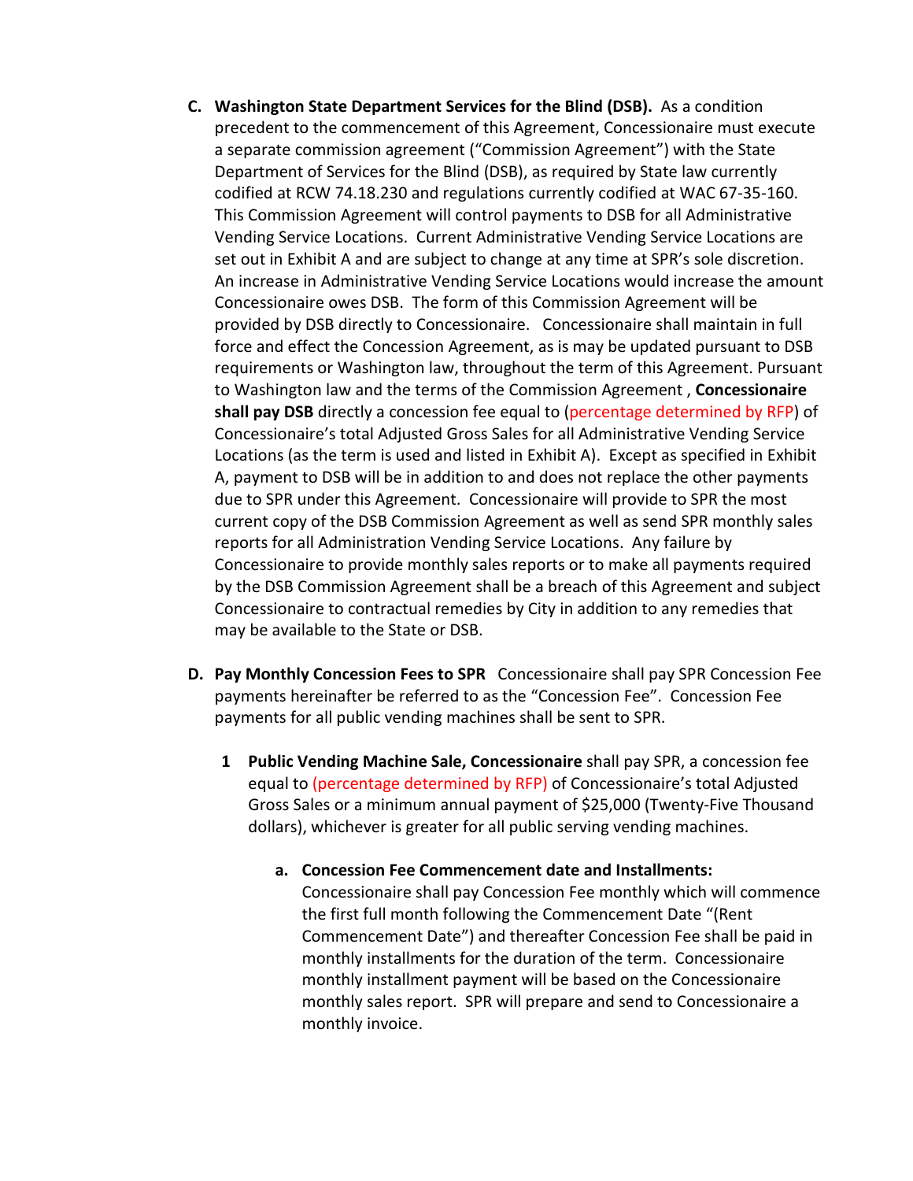C. **Washington State Department Services for the Blind (DSB).** As a condition precedent to the commencement of this Agreement, Concessionaire must execute a separate commission agreement ("Commission Agreement") with the State Department of Services for the Blind (DSB), as required by State law currently codified at RCW 74.18.230 and regulations currently codified at WAC 67-35-160. This Commission Agreement will control payments to DSB for all Administrative Vending Service Locations. Current Administrative Vending Service Locations are set out in Exhibit A and are subject to change at any time at SPR's sole discretion. An increase in Administrative Vending Service Locations would increase the amount Concessionaire owes DSB. The form of this Commission Agreement will be provided by DSB directly to Concessionaire. Concessionaire shall maintain in full force and effect the Concession Agreement, as is may be updated pursuant to DSB requirements or Washington law, throughout the term of this Agreement. Pursuant to Washington law and the terms of the Commission Agreement , **Concessionaire shall pay DSB** directly a concession fee equal to (percentage determined by RFP) of Concessionaire's total Adjusted Gross Sales for all Administrative Vending Service Locations (as the term is used and listed in Exhibit A). Except as specified in Exhibit A, payment to DSB will be in addition to and does not replace the other payments due to SPR under this Agreement. Concessionaire will provide to SPR the most current copy of the DSB Commission Agreement as well as send SPR monthly sales reports for all Administration Vending Service Locations. Any failure by Concessionaire to provide monthly sales reports or to make all payments required by the DSB Commission Agreement shall be a breach of this Agreement and subject Concessionaire to contractual remedies by City in addition to any remedies that may be available to the State or DSB.

D. **Pay Monthly Concession Fees to SPR** Concessionaire shall pay SPR Concession Fee payments hereinafter be referred to as the "Concession Fee". Concession Fee payments for all public vending machines shall be sent to SPR.

   1 **Public Vending Machine Sale, Concessionaire** shall pay SPR, a concession fee equal to (percentage determined by RFP) of Concessionaire's total Adjusted Gross Sales or a minimum annual payment of $25,000 (Twenty-Five Thousand dollars), whichever is greater for all public serving vending machines.

      a. **Concession Fee Commencement date and Installments:** Concessionaire shall pay Concession Fee monthly which will commence the first full month following the Commencement Date "(Rent Commencement Date") and thereafter Concession Fee shall be paid in monthly installments for the duration of the term. Concessionaire monthly installment payment will be based on the Concessionaire monthly sales report. SPR will prepare and send to Concessionaire a monthly invoice.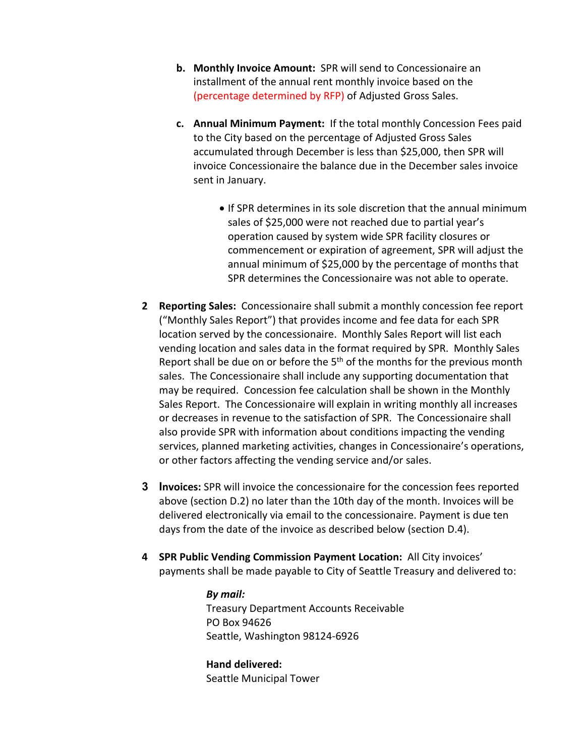b. **Monthly Invoice Amount:** SPR will send to Concessionaire an installment of the annual rent monthly invoice based on the (percentage determined by RFP) of Adjusted Gross Sales.

c. **Annual Minimum Payment:** If the total monthly Concession Fees paid to the City based on the percentage of Adjusted Gross Sales accumulated through December is less than $25,000, then SPR will invoice Concessionaire the balance due in the December sales invoice sent in January.

   - If SPR determines in its sole discretion that the annual minimum sales of $25,000 were not reached due to partial year's operation caused by system wide SPR facility closures or commencement or expiration of agreement, SPR will adjust the annual minimum of $25,000 by the percentage of months that SPR determines the Concessionaire was not able to operate.

2 **Reporting Sales:** Concessionaire shall submit a monthly concession fee report ("Monthly Sales Report") that provides income and fee data for each SPR location served by the concessionaire. Monthly Sales Report will list each vending location and sales data in the format required by SPR. Monthly Sales Report shall be due on or before the 5th of the months for the previous month sales. The Concessionaire shall include any supporting documentation that may be required. Concession fee calculation shall be shown in the Monthly Sales Report. The Concessionaire will explain in writing monthly all increases or decreases in revenue to the satisfaction of SPR. The Concessionaire shall also provide SPR with information about conditions impacting the vending services, planned marketing activities, changes in Concessionaire's operations, or other factors affecting the vending service and/or sales.

3 **Invoices:** SPR will invoice the concessionaire for the concession fees reported above (section D.2) no later than the 10th day of the month. Invoices will be delivered electronically via email to the concessionaire. Payment is due ten days from the date of the invoice as described below (section D.4).

4 **SPR Public Vending Commission Payment Location:** All City invoices' payments shall be made payable to City of Seattle Treasury and delivered to:

***By mail:***
Treasury Department Accounts Receivable
PO Box 94626
Seattle, Washington 98124-6926

**Hand delivered:**
Seattle Municipal Tower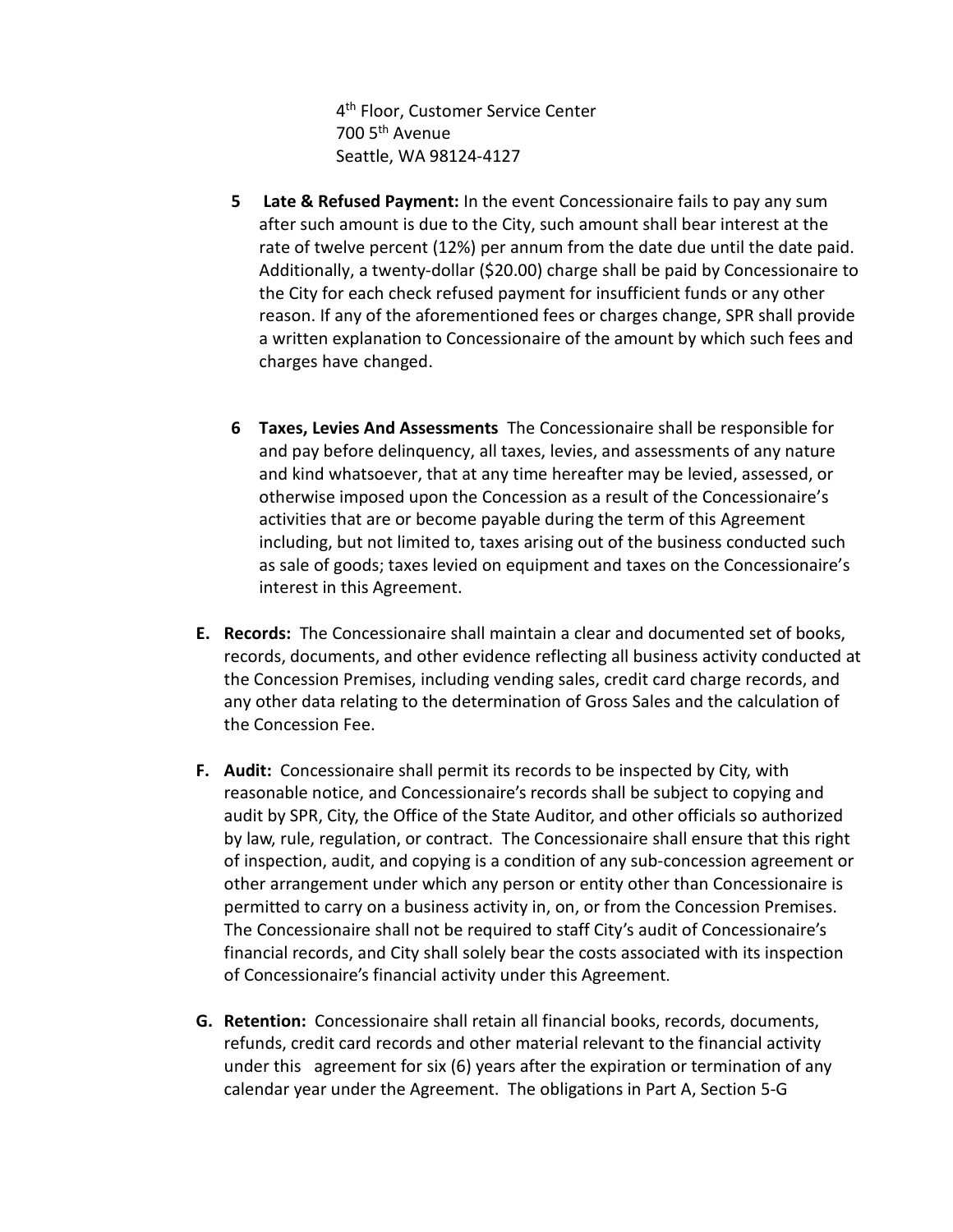4th Floor, Customer Service Center
700 5th Avenue
Seattle, WA 98124-4127

5 **Late & Refused Payment:** In the event Concessionaire fails to pay any sum after such amount is due to the City, such amount shall bear interest at the rate of twelve percent (12%) per annum from the date due until the date paid. Additionally, a twenty-dollar ($20.00) charge shall be paid by Concessionaire to the City for each check refused payment for insufficient funds or any other reason. If any of the aforementioned fees or charges change, SPR shall provide a written explanation to Concessionaire of the amount by which such fees and charges have changed.

6 **Taxes, Levies And Assessments** The Concessionaire shall be responsible for and pay before delinquency, all taxes, levies, and assessments of any nature and kind whatsoever, that at any time hereafter may be levied, assessed, or otherwise imposed upon the Concession as a result of the Concessionaire's activities that are or become payable during the term of this Agreement including, but not limited to, taxes arising out of the business conducted such as sale of goods; taxes levied on equipment and taxes on the Concessionaire's interest in this Agreement.

**E. Records:** The Concessionaire shall maintain a clear and documented set of books, records, documents, and other evidence reflecting all business activity conducted at the Concession Premises, including vending sales, credit card charge records, and any other data relating to the determination of Gross Sales and the calculation of the Concession Fee.

**F. Audit:** Concessionaire shall permit its records to be inspected by City, with reasonable notice, and Concessionaire's records shall be subject to copying and audit by SPR, City, the Office of the State Auditor, and other officials so authorized by law, rule, regulation, or contract. The Concessionaire shall ensure that this right of inspection, audit, and copying is a condition of any sub-concession agreement or other arrangement under which any person or entity other than Concessionaire is permitted to carry on a business activity in, on, or from the Concession Premises. The Concessionaire shall not be required to staff City's audit of Concessionaire's financial records, and City shall solely bear the costs associated with its inspection of Concessionaire's financial activity under this Agreement.

**G. Retention:** Concessionaire shall retain all financial books, records, documents, refunds, credit card records and other material relevant to the financial activity under this agreement for six (6) years after the expiration or termination of any calendar year under the Agreement. The obligations in Part A, Section 5-G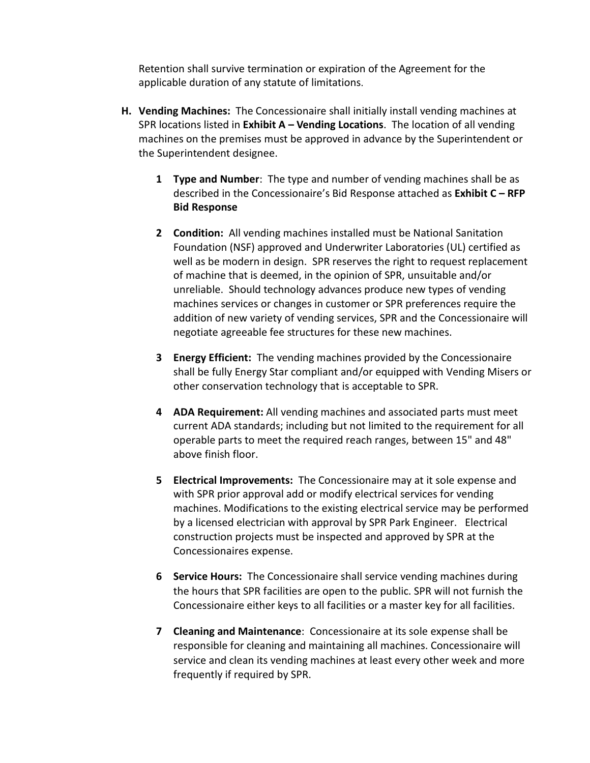Retention shall survive termination or expiration of the Agreement for the applicable duration of any statute of limitations.

H. **Vending Machines:** The Concessionaire shall initially install vending machines at SPR locations listed in **Exhibit A – Vending Locations**. The location of all vending machines on the premises must be approved in advance by the Superintendent or the Superintendent designee.

   1 **Type and Number**: The type and number of vending machines shall be as described in the Concessionaire's Bid Response attached as **Exhibit C – RFP Bid Response**

   2 **Condition:** All vending machines installed must be National Sanitation Foundation (NSF) approved and Underwriter Laboratories (UL) certified as well as be modern in design. SPR reserves the right to request replacement of machine that is deemed, in the opinion of SPR, unsuitable and/or unreliable. Should technology advances produce new types of vending machines services or changes in customer or SPR preferences require the addition of new variety of vending services, SPR and the Concessionaire will negotiate agreeable fee structures for these new machines.

   3 **Energy Efficient:** The vending machines provided by the Concessionaire shall be fully Energy Star compliant and/or equipped with Vending Misers or other conservation technology that is acceptable to SPR.

   4 **ADA Requirement:** All vending machines and associated parts must meet current ADA standards; including but not limited to the requirement for all operable parts to meet the required reach ranges, between 15" and 48" above finish floor.

   5 **Electrical Improvements:** The Concessionaire may at it sole expense and with SPR prior approval add or modify electrical services for vending machines. Modifications to the existing electrical service may be performed by a licensed electrician with approval by SPR Park Engineer. Electrical construction projects must be inspected and approved by SPR at the Concessionaires expense.

   6 **Service Hours:** The Concessionaire shall service vending machines during the hours that SPR facilities are open to the public. SPR will not furnish the Concessionaire either keys to all facilities or a master key for all facilities.

   7 **Cleaning and Maintenance**: Concessionaire at its sole expense shall be responsible for cleaning and maintaining all machines. Concessionaire will service and clean its vending machines at least every other week and more frequently if required by SPR.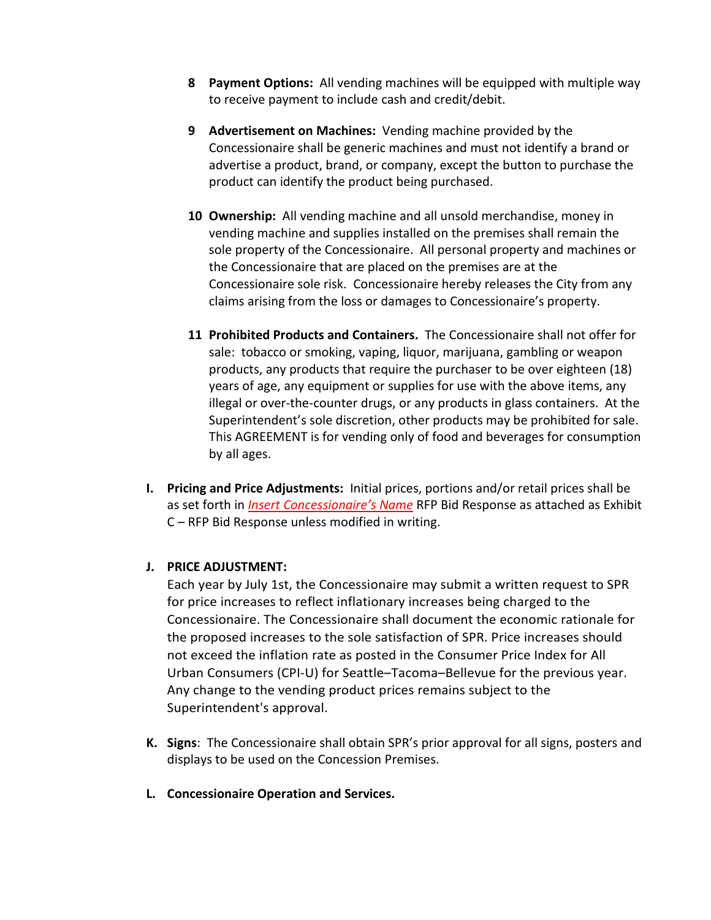8 **Payment Options:** All vending machines will be equipped with multiple way to receive payment to include cash and credit/debit.

9 **Advertisement on Machines:** Vending machine provided by the Concessionaire shall be generic machines and must not identify a brand or advertise a product, brand, or company, except the button to purchase the product can identify the product being purchased.

10 **Ownership:** All vending machine and all unsold merchandise, money in vending machine and supplies installed on the premises shall remain the sole property of the Concessionaire. All personal property and machines or the Concessionaire that are placed on the premises are at the Concessionaire sole risk. Concessionaire hereby releases the City from any claims arising from the loss or damages to Concessionaire's property.

11 **Prohibited Products and Containers.** The Concessionaire shall not offer for sale: tobacco or smoking, vaping, liquor, marijuana, gambling or weapon products, any products that require the purchaser to be over eighteen (18) years of age, any equipment or supplies for use with the above items, any illegal or over-the-counter drugs, or any products in glass containers. At the Superintendent's sole discretion, other products may be prohibited for sale. This AGREEMENT is for vending only of food and beverages for consumption by all ages.

**I. Pricing and Price Adjustments:** Initial prices, portions and/or retail prices shall be as set forth in *Insert Concessionaire's Name* RFP Bid Response as attached as Exhibit C – RFP Bid Response unless modified in writing.

**J. PRICE ADJUSTMENT:**
Each year by July 1st, the Concessionaire may submit a written request to SPR for price increases to reflect inflationary increases being charged to the Concessionaire. The Concessionaire shall document the economic rationale for the proposed increases to the sole satisfaction of SPR. Price increases should not exceed the inflation rate as posted in the Consumer Price Index for All Urban Consumers (CPI-U) for Seattle–Tacoma–Bellevue for the previous year. Any change to the vending product prices remains subject to the Superintendent's approval.

**K. Signs**: The Concessionaire shall obtain SPR's prior approval for all signs, posters and displays to be used on the Concession Premises.

**L. Concessionaire Operation and Services.**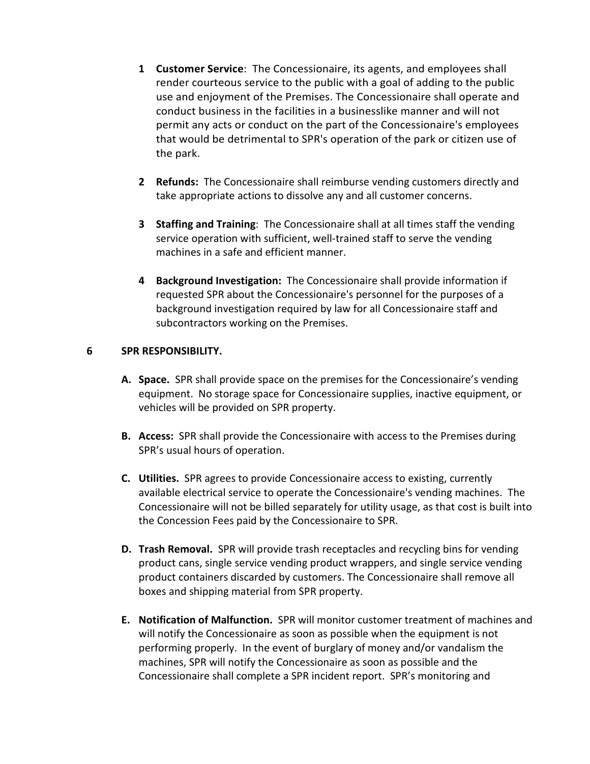1. **Customer Service**: The Concessionaire, its agents, and employees shall render courteous service to the public with a goal of adding to the public use and enjoyment of the Premises. The Concessionaire shall operate and conduct business in the facilities in a businesslike manner and will not permit any acts or conduct on the part of the Concessionaire's employees that would be detrimental to SPR's operation of the park or citizen use of the park.

2. **Refunds:** The Concessionaire shall reimburse vending customers directly and take appropriate actions to dissolve any and all customer concerns.

3. **Staffing and Training**: The Concessionaire shall at all times staff the vending service operation with sufficient, well-trained staff to serve the vending machines in a safe and efficient manner.

4. **Background Investigation:** The Concessionaire shall provide information if requested SPR about the Concessionaire's personnel for the purposes of a background investigation required by law for all Concessionaire staff and subcontractors working on the Premises.

## 6 SPR RESPONSIBILITY.

**A. Space.** SPR shall provide space on the premises for the Concessionaire's vending equipment. No storage space for Concessionaire supplies, inactive equipment, or vehicles will be provided on SPR property.

**B. Access:** SPR shall provide the Concessionaire with access to the Premises during SPR's usual hours of operation.

**C. Utilities.** SPR agrees to provide Concessionaire access to existing, currently available electrical service to operate the Concessionaire's vending machines. The Concessionaire will not be billed separately for utility usage, as that cost is built into the Concession Fees paid by the Concessionaire to SPR.

**D. Trash Removal.** SPR will provide trash receptacles and recycling bins for vending product cans, single service vending product wrappers, and single service vending product containers discarded by customers. The Concessionaire shall remove all boxes and shipping material from SPR property.

**E. Notification of Malfunction.** SPR will monitor customer treatment of machines and will notify the Concessionaire as soon as possible when the equipment is not performing properly. In the event of burglary of money and/or vandalism the machines, SPR will notify the Concessionaire as soon as possible and the Concessionaire shall complete a SPR incident report. SPR's monitoring and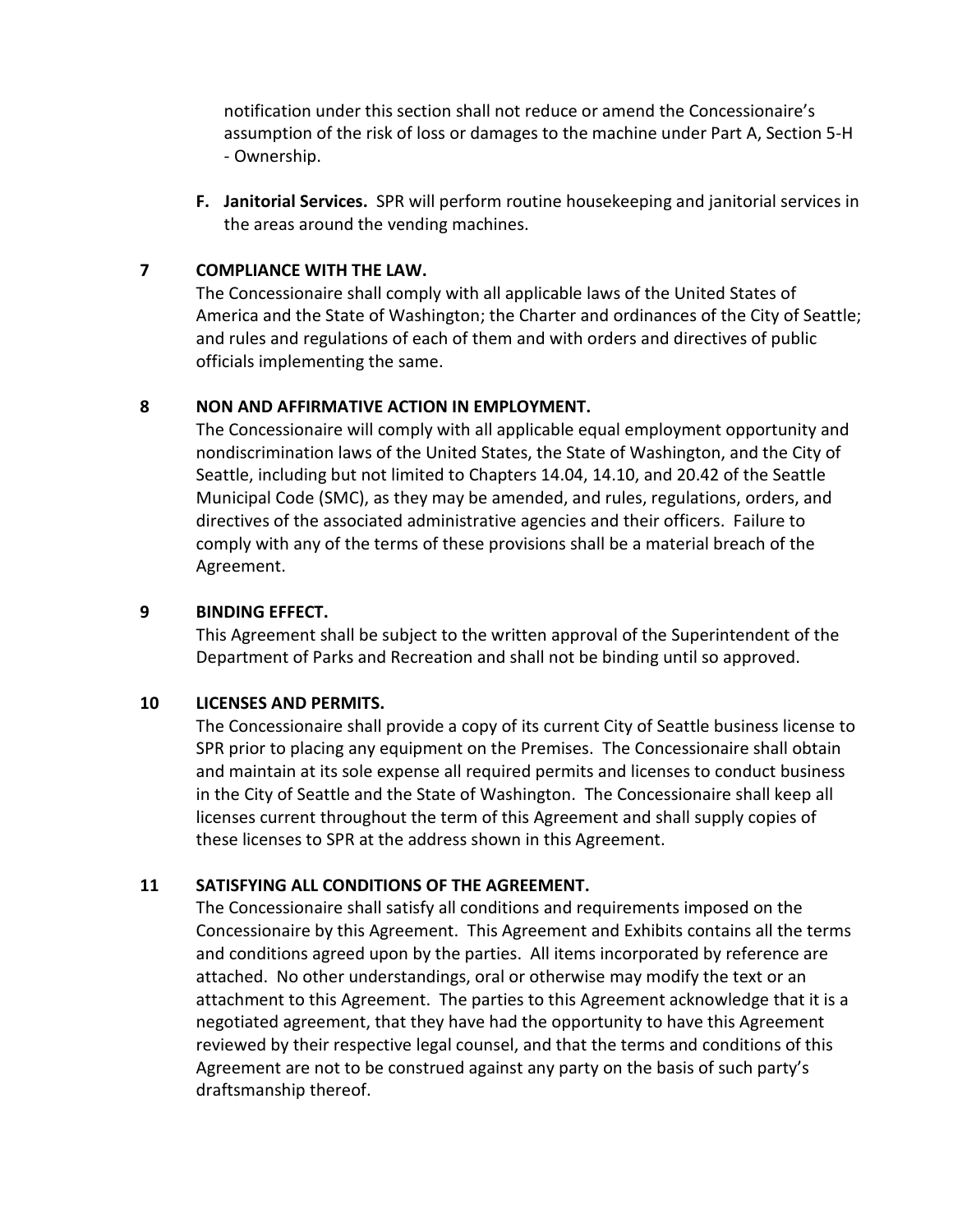notification under this section shall not reduce or amend the Concessionaire's assumption of the risk of loss or damages to the machine under Part A, Section 5-H - Ownership.

**F. Janitorial Services.** SPR will perform routine housekeeping and janitorial services in the areas around the vending machines.

## 7 COMPLIANCE WITH THE LAW.

The Concessionaire shall comply with all applicable laws of the United States of America and the State of Washington; the Charter and ordinances of the City of Seattle; and rules and regulations of each of them and with orders and directives of public officials implementing the same.

## 8 NON AND AFFIRMATIVE ACTION IN EMPLOYMENT.

The Concessionaire will comply with all applicable equal employment opportunity and nondiscrimination laws of the United States, the State of Washington, and the City of Seattle, including but not limited to Chapters 14.04, 14.10, and 20.42 of the Seattle Municipal Code (SMC), as they may be amended, and rules, regulations, orders, and directives of the associated administrative agencies and their officers. Failure to comply with any of the terms of these provisions shall be a material breach of the Agreement.

## 9 BINDING EFFECT.

This Agreement shall be subject to the written approval of the Superintendent of the Department of Parks and Recreation and shall not be binding until so approved.

## 10 LICENSES AND PERMITS.

The Concessionaire shall provide a copy of its current City of Seattle business license to SPR prior to placing any equipment on the Premises. The Concessionaire shall obtain and maintain at its sole expense all required permits and licenses to conduct business in the City of Seattle and the State of Washington. The Concessionaire shall keep all licenses current throughout the term of this Agreement and shall supply copies of these licenses to SPR at the address shown in this Agreement.

## 11 SATISFYING ALL CONDITIONS OF THE AGREEMENT.

The Concessionaire shall satisfy all conditions and requirements imposed on the Concessionaire by this Agreement. This Agreement and Exhibits contains all the terms and conditions agreed upon by the parties. All items incorporated by reference are attached. No other understandings, oral or otherwise may modify the text or an attachment to this Agreement. The parties to this Agreement acknowledge that it is a negotiated agreement, that they have had the opportunity to have this Agreement reviewed by their respective legal counsel, and that the terms and conditions of this Agreement are not to be construed against any party on the basis of such party's draftsmanship thereof.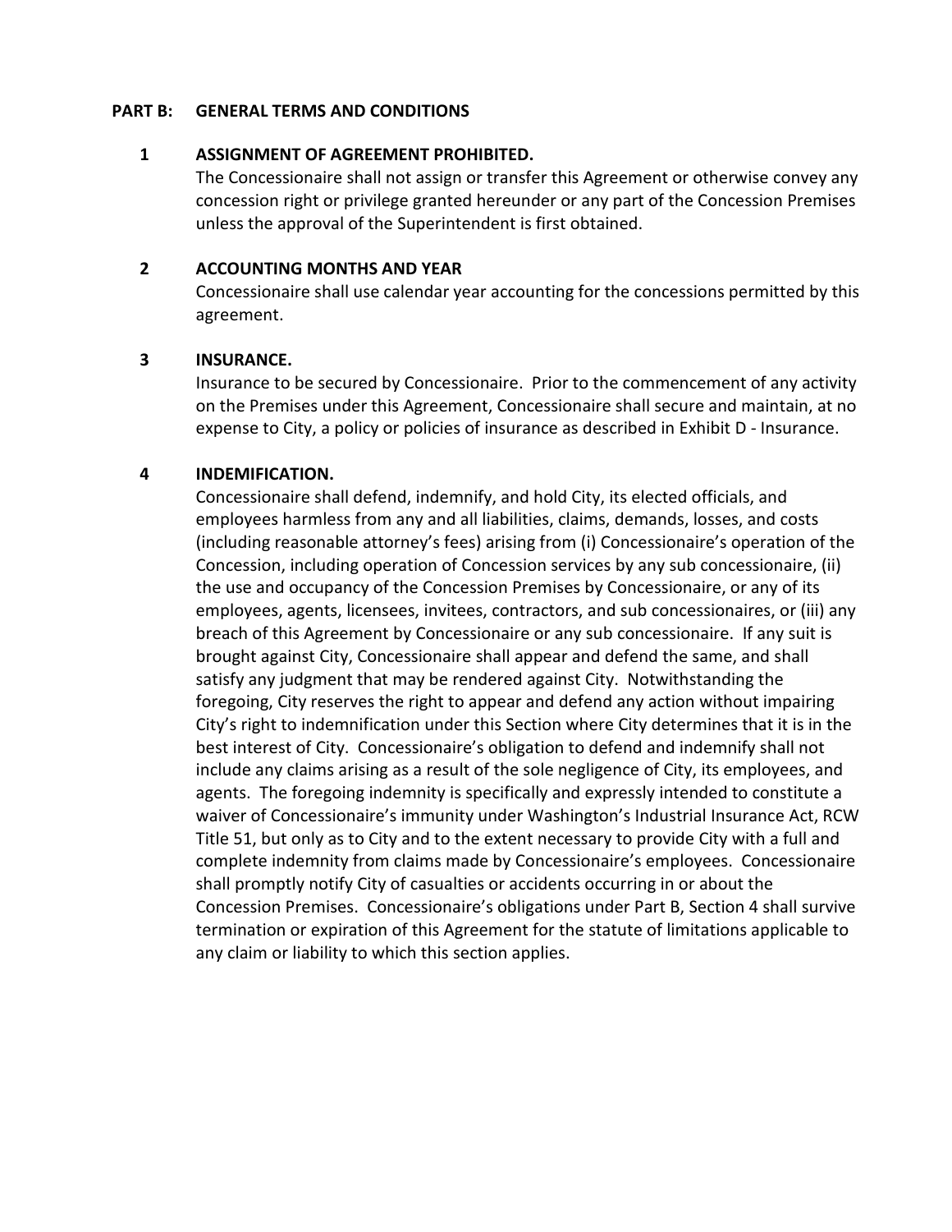## PART B: GENERAL TERMS AND CONDITIONS

### 1 ASSIGNMENT OF AGREEMENT PROHIBITED.

The Concessionaire shall not assign or transfer this Agreement or otherwise convey any concession right or privilege granted hereunder or any part of the Concession Premises unless the approval of the Superintendent is first obtained.

### 2 ACCOUNTING MONTHS AND YEAR

Concessionaire shall use calendar year accounting for the concessions permitted by this agreement.

### 3 INSURANCE.

Insurance to be secured by Concessionaire. Prior to the commencement of any activity on the Premises under this Agreement, Concessionaire shall secure and maintain, at no expense to City, a policy or policies of insurance as described in Exhibit D - Insurance.

### 4 INDEMIFICATION.

Concessionaire shall defend, indemnify, and hold City, its elected officials, and employees harmless from any and all liabilities, claims, demands, losses, and costs (including reasonable attorney's fees) arising from (i) Concessionaire's operation of the Concession, including operation of Concession services by any sub concessionaire, (ii) the use and occupancy of the Concession Premises by Concessionaire, or any of its employees, agents, licensees, invitees, contractors, and sub concessionaires, or (iii) any breach of this Agreement by Concessionaire or any sub concessionaire. If any suit is brought against City, Concessionaire shall appear and defend the same, and shall satisfy any judgment that may be rendered against City. Notwithstanding the foregoing, City reserves the right to appear and defend any action without impairing City's right to indemnification under this Section where City determines that it is in the best interest of City. Concessionaire's obligation to defend and indemnify shall not include any claims arising as a result of the sole negligence of City, its employees, and agents. The foregoing indemnity is specifically and expressly intended to constitute a waiver of Concessionaire's immunity under Washington's Industrial Insurance Act, RCW Title 51, but only as to City and to the extent necessary to provide City with a full and complete indemnity from claims made by Concessionaire's employees. Concessionaire shall promptly notify City of casualties or accidents occurring in or about the Concession Premises. Concessionaire's obligations under Part B, Section 4 shall survive termination or expiration of this Agreement for the statute of limitations applicable to any claim or liability to which this section applies.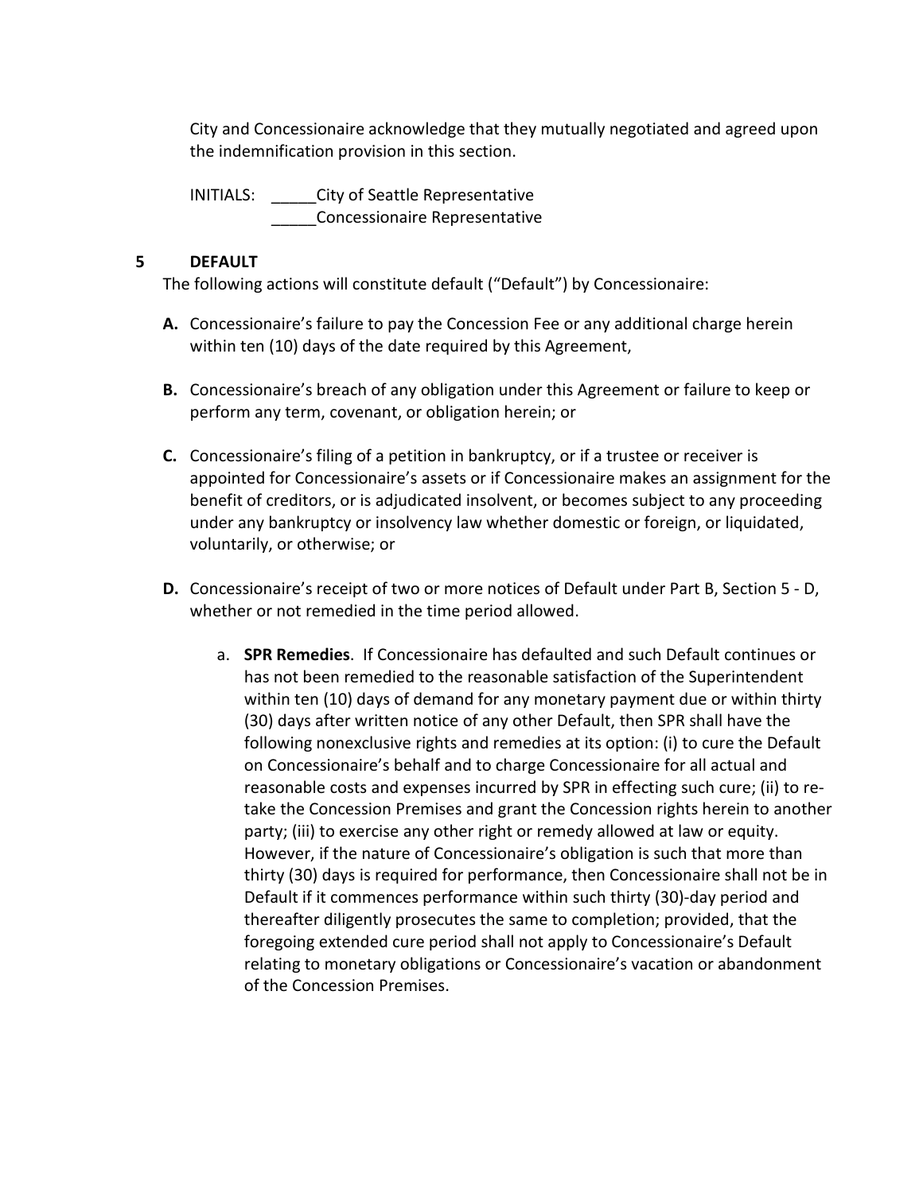City and Concessionaire acknowledge that they mutually negotiated and agreed upon the indemnification provision in this section.

INITIALS: _____City of Seattle Representative
_____Concessionaire Representative

## 5 DEFAULT

The following actions will constitute default ("Default") by Concessionaire:

**A.** Concessionaire's failure to pay the Concession Fee or any additional charge herein within ten (10) days of the date required by this Agreement,

**B.** Concessionaire's breach of any obligation under this Agreement or failure to keep or perform any term, covenant, or obligation herein; or

**C.** Concessionaire's filing of a petition in bankruptcy, or if a trustee or receiver is appointed for Concessionaire's assets or if Concessionaire makes an assignment for the benefit of creditors, or is adjudicated insolvent, or becomes subject to any proceeding under any bankruptcy or insolvency law whether domestic or foreign, or liquidated, voluntarily, or otherwise; or

**D.** Concessionaire's receipt of two or more notices of Default under Part B, Section 5 - D, whether or not remedied in the time period allowed.

a. **SPR Remedies**. If Concessionaire has defaulted and such Default continues or has not been remedied to the reasonable satisfaction of the Superintendent within ten (10) days of demand for any monetary payment due or within thirty (30) days after written notice of any other Default, then SPR shall have the following nonexclusive rights and remedies at its option: (i) to cure the Default on Concessionaire's behalf and to charge Concessionaire for all actual and reasonable costs and expenses incurred by SPR in effecting such cure; (ii) to re-take the Concession Premises and grant the Concession rights herein to another party; (iii) to exercise any other right or remedy allowed at law or equity. However, if the nature of Concessionaire's obligation is such that more than thirty (30) days is required for performance, then Concessionaire shall not be in Default if it commences performance within such thirty (30)-day period and thereafter diligently prosecutes the same to completion; provided, that the foregoing extended cure period shall not apply to Concessionaire's Default relating to monetary obligations or Concessionaire's vacation or abandonment of the Concession Premises.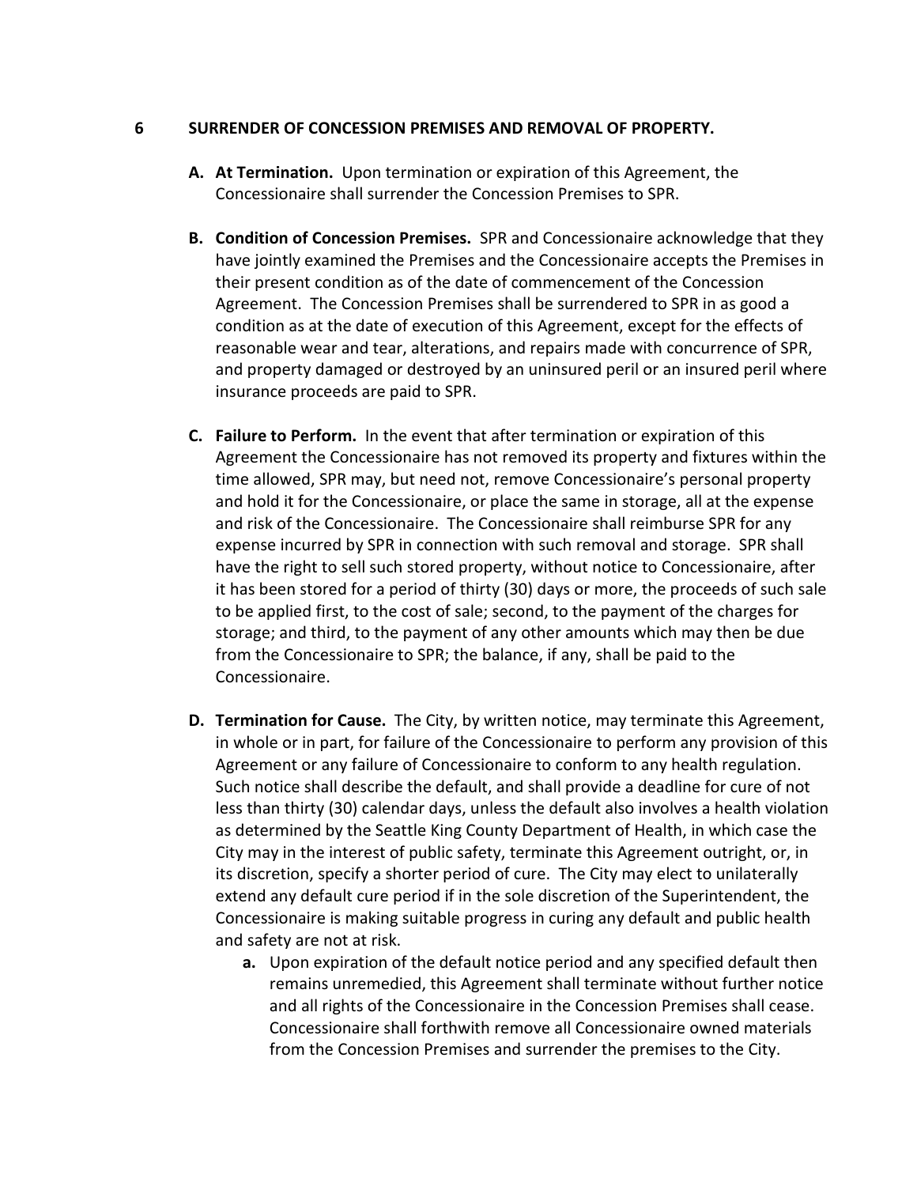## 6 SURRENDER OF CONCESSION PREMISES AND REMOVAL OF PROPERTY.

**A. At Termination.** Upon termination or expiration of this Agreement, the Concessionaire shall surrender the Concession Premises to SPR.

**B. Condition of Concession Premises.** SPR and Concessionaire acknowledge that they have jointly examined the Premises and the Concessionaire accepts the Premises in their present condition as of the date of commencement of the Concession Agreement. The Concession Premises shall be surrendered to SPR in as good a condition as at the date of execution of this Agreement, except for the effects of reasonable wear and tear, alterations, and repairs made with concurrence of SPR, and property damaged or destroyed by an uninsured peril or an insured peril where insurance proceeds are paid to SPR.

**C. Failure to Perform.** In the event that after termination or expiration of this Agreement the Concessionaire has not removed its property and fixtures within the time allowed, SPR may, but need not, remove Concessionaire's personal property and hold it for the Concessionaire, or place the same in storage, all at the expense and risk of the Concessionaire. The Concessionaire shall reimburse SPR for any expense incurred by SPR in connection with such removal and storage. SPR shall have the right to sell such stored property, without notice to Concessionaire, after it has been stored for a period of thirty (30) days or more, the proceeds of such sale to be applied first, to the cost of sale; second, to the payment of the charges for storage; and third, to the payment of any other amounts which may then be due from the Concessionaire to SPR; the balance, if any, shall be paid to the Concessionaire.

**D. Termination for Cause.** The City, by written notice, may terminate this Agreement, in whole or in part, for failure of the Concessionaire to perform any provision of this Agreement or any failure of Concessionaire to conform to any health regulation. Such notice shall describe the default, and shall provide a deadline for cure of not less than thirty (30) calendar days, unless the default also involves a health violation as determined by the Seattle King County Department of Health, in which case the City may in the interest of public safety, terminate this Agreement outright, or, in its discretion, specify a shorter period of cure. The City may elect to unilaterally extend any default cure period if in the sole discretion of the Superintendent, the Concessionaire is making suitable progress in curing any default and public health and safety are not at risk.

   **a.** Upon expiration of the default notice period and any specified default then remains unremedied, this Agreement shall terminate without further notice and all rights of the Concessionaire in the Concession Premises shall cease. Concessionaire shall forthwith remove all Concessionaire owned materials from the Concession Premises and surrender the premises to the City.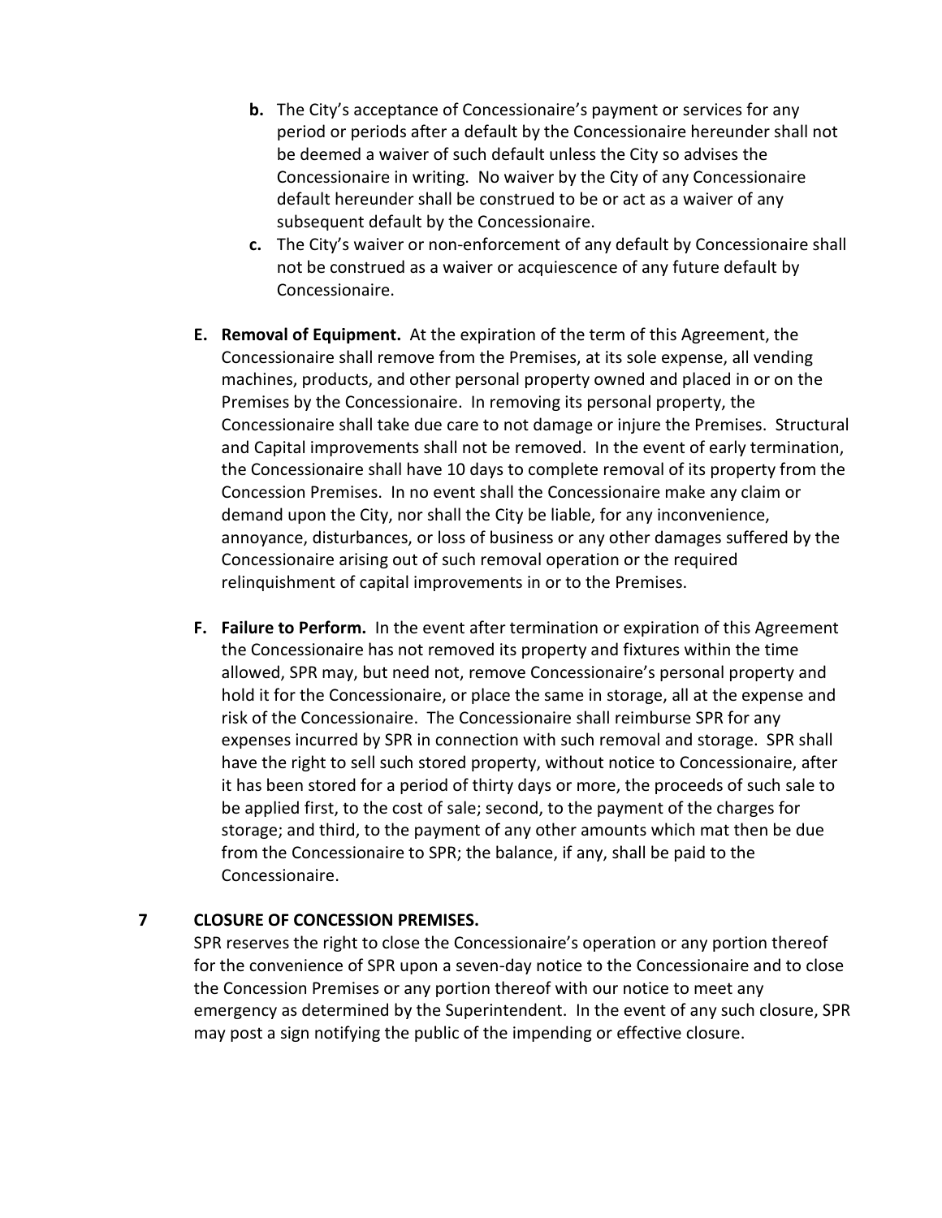- **b.** The City's acceptance of Concessionaire's payment or services for any period or periods after a default by the Concessionaire hereunder shall not be deemed a waiver of such default unless the City so advises the Concessionaire in writing. No waiver by the City of any Concessionaire default hereunder shall be construed to be or act as a waiver of any subsequent default by the Concessionaire.
- **c.** The City's waiver or non-enforcement of any default by Concessionaire shall not be construed as a waiver or acquiescence of any future default by Concessionaire.

**E. Removal of Equipment.** At the expiration of the term of this Agreement, the Concessionaire shall remove from the Premises, at its sole expense, all vending machines, products, and other personal property owned and placed in or on the Premises by the Concessionaire. In removing its personal property, the Concessionaire shall take due care to not damage or injure the Premises. Structural and Capital improvements shall not be removed. In the event of early termination, the Concessionaire shall have 10 days to complete removal of its property from the Concession Premises. In no event shall the Concessionaire make any claim or demand upon the City, nor shall the City be liable, for any inconvenience, annoyance, disturbances, or loss of business or any other damages suffered by the Concessionaire arising out of such removal operation or the required relinquishment of capital improvements in or to the Premises.

**F. Failure to Perform.** In the event after termination or expiration of this Agreement the Concessionaire has not removed its property and fixtures within the time allowed, SPR may, but need not, remove Concessionaire's personal property and hold it for the Concessionaire, or place the same in storage, all at the expense and risk of the Concessionaire. The Concessionaire shall reimburse SPR for any expenses incurred by SPR in connection with such removal and storage. SPR shall have the right to sell such stored property, without notice to Concessionaire, after it has been stored for a period of thirty days or more, the proceeds of such sale to be applied first, to the cost of sale; second, to the payment of the charges for storage; and third, to the payment of any other amounts which mat then be due from the Concessionaire to SPR; the balance, if any, shall be paid to the Concessionaire.

## 7 CLOSURE OF CONCESSION PREMISES.

SPR reserves the right to close the Concessionaire's operation or any portion thereof for the convenience of SPR upon a seven-day notice to the Concessionaire and to close the Concession Premises or any portion thereof with our notice to meet any emergency as determined by the Superintendent. In the event of any such closure, SPR may post a sign notifying the public of the impending or effective closure.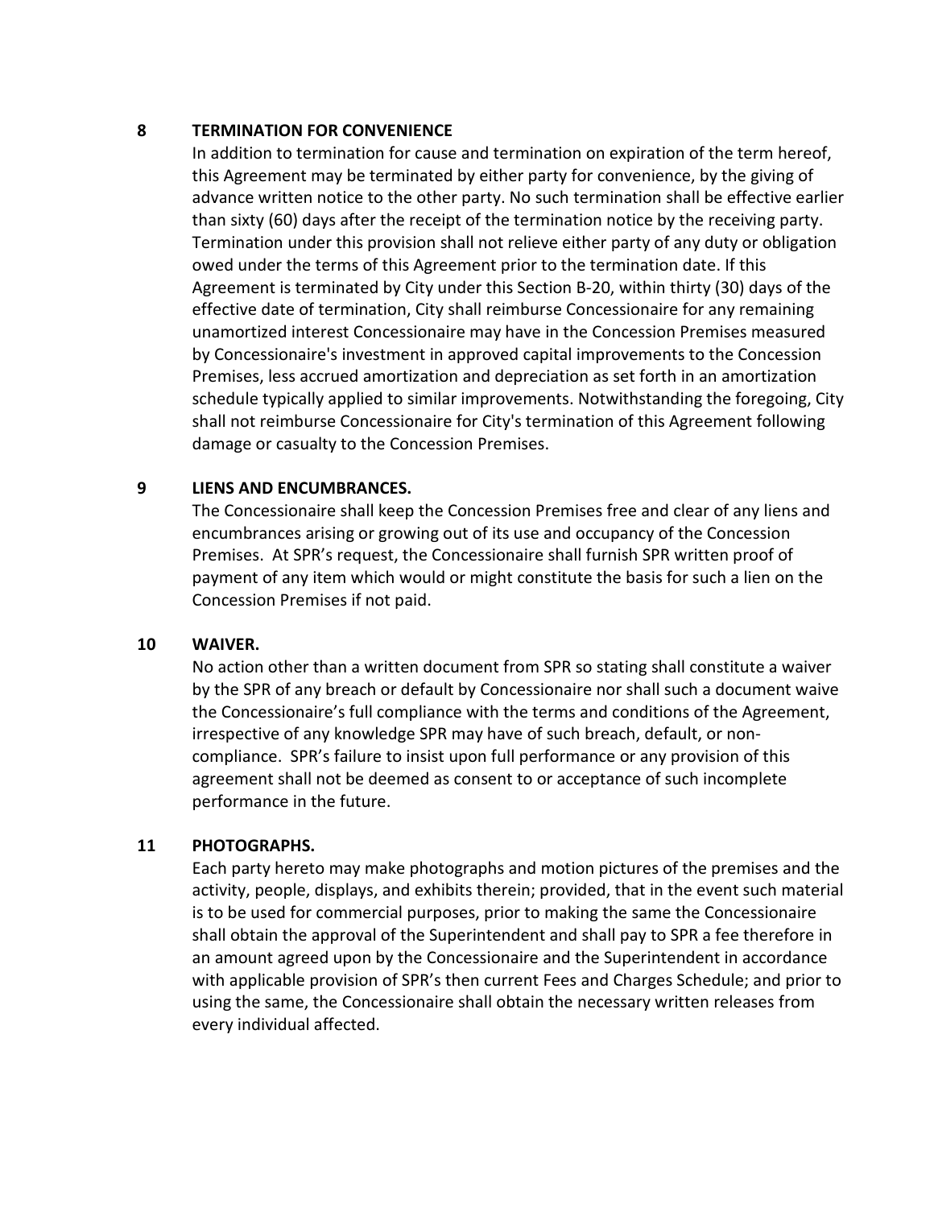## 8 TERMINATION FOR CONVENIENCE

In addition to termination for cause and termination on expiration of the term hereof, this Agreement may be terminated by either party for convenience, by the giving of advance written notice to the other party. No such termination shall be effective earlier than sixty (60) days after the receipt of the termination notice by the receiving party. Termination under this provision shall not relieve either party of any duty or obligation owed under the terms of this Agreement prior to the termination date. If this Agreement is terminated by City under this Section B-20, within thirty (30) days of the effective date of termination, City shall reimburse Concessionaire for any remaining unamortized interest Concessionaire may have in the Concession Premises measured by Concessionaire's investment in approved capital improvements to the Concession Premises, less accrued amortization and depreciation as set forth in an amortization schedule typically applied to similar improvements. Notwithstanding the foregoing, City shall not reimburse Concessionaire for City's termination of this Agreement following damage or casualty to the Concession Premises.

## 9 LIENS AND ENCUMBRANCES.

The Concessionaire shall keep the Concession Premises free and clear of any liens and encumbrances arising or growing out of its use and occupancy of the Concession Premises. At SPR's request, the Concessionaire shall furnish SPR written proof of payment of any item which would or might constitute the basis for such a lien on the Concession Premises if not paid.

## 10 WAIVER.

No action other than a written document from SPR so stating shall constitute a waiver by the SPR of any breach or default by Concessionaire nor shall such a document waive the Concessionaire's full compliance with the terms and conditions of the Agreement, irrespective of any knowledge SPR may have of such breach, default, or non-compliance. SPR's failure to insist upon full performance or any provision of this agreement shall not be deemed as consent to or acceptance of such incomplete performance in the future.

## 11 PHOTOGRAPHS.

Each party hereto may make photographs and motion pictures of the premises and the activity, people, displays, and exhibits therein; provided, that in the event such material is to be used for commercial purposes, prior to making the same the Concessionaire shall obtain the approval of the Superintendent and shall pay to SPR a fee therefore in an amount agreed upon by the Concessionaire and the Superintendent in accordance with applicable provision of SPR's then current Fees and Charges Schedule; and prior to using the same, the Concessionaire shall obtain the necessary written releases from every individual affected.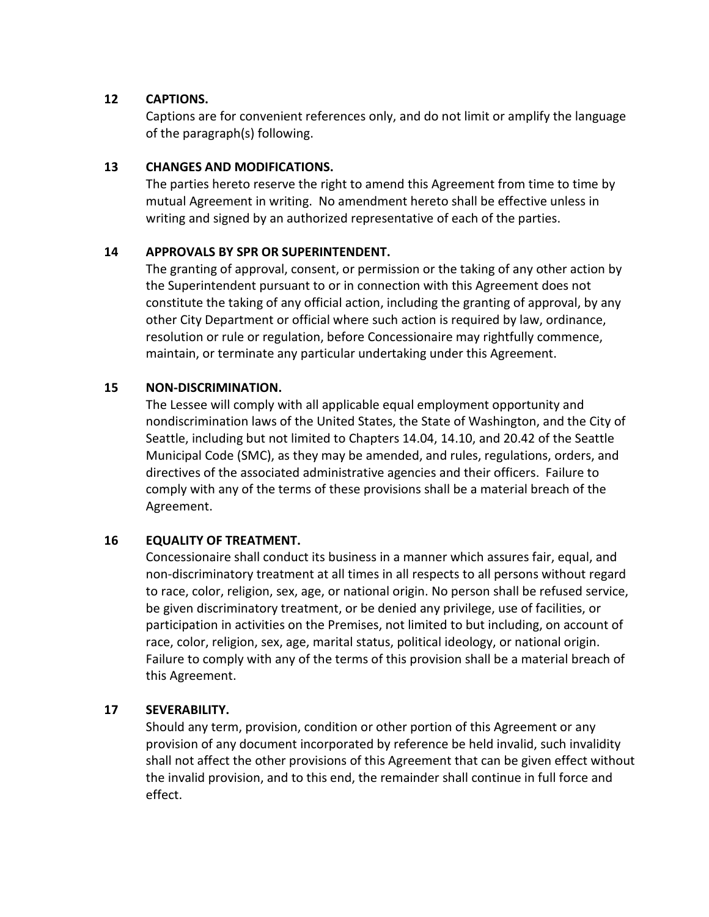## 12 CAPTIONS.

Captions are for convenient references only, and do not limit or amplify the language of the paragraph(s) following.

## 13 CHANGES AND MODIFICATIONS.

The parties hereto reserve the right to amend this Agreement from time to time by mutual Agreement in writing. No amendment hereto shall be effective unless in writing and signed by an authorized representative of each of the parties.

## 14 APPROVALS BY SPR OR SUPERINTENDENT.

The granting of approval, consent, or permission or the taking of any other action by the Superintendent pursuant to or in connection with this Agreement does not constitute the taking of any official action, including the granting of approval, by any other City Department or official where such action is required by law, ordinance, resolution or rule or regulation, before Concessionaire may rightfully commence, maintain, or terminate any particular undertaking under this Agreement.

## 15 NON-DISCRIMINATION.

The Lessee will comply with all applicable equal employment opportunity and nondiscrimination laws of the United States, the State of Washington, and the City of Seattle, including but not limited to Chapters 14.04, 14.10, and 20.42 of the Seattle Municipal Code (SMC), as they may be amended, and rules, regulations, orders, and directives of the associated administrative agencies and their officers. Failure to comply with any of the terms of these provisions shall be a material breach of the Agreement.

## 16 EQUALITY OF TREATMENT.

Concessionaire shall conduct its business in a manner which assures fair, equal, and non-discriminatory treatment at all times in all respects to all persons without regard to race, color, religion, sex, age, or national origin. No person shall be refused service, be given discriminatory treatment, or be denied any privilege, use of facilities, or participation in activities on the Premises, not limited to but including, on account of race, color, religion, sex, age, marital status, political ideology, or national origin. Failure to comply with any of the terms of this provision shall be a material breach of this Agreement.

## 17 SEVERABILITY.

Should any term, provision, condition or other portion of this Agreement or any provision of any document incorporated by reference be held invalid, such invalidity shall not affect the other provisions of this Agreement that can be given effect without the invalid provision, and to this end, the remainder shall continue in full force and effect.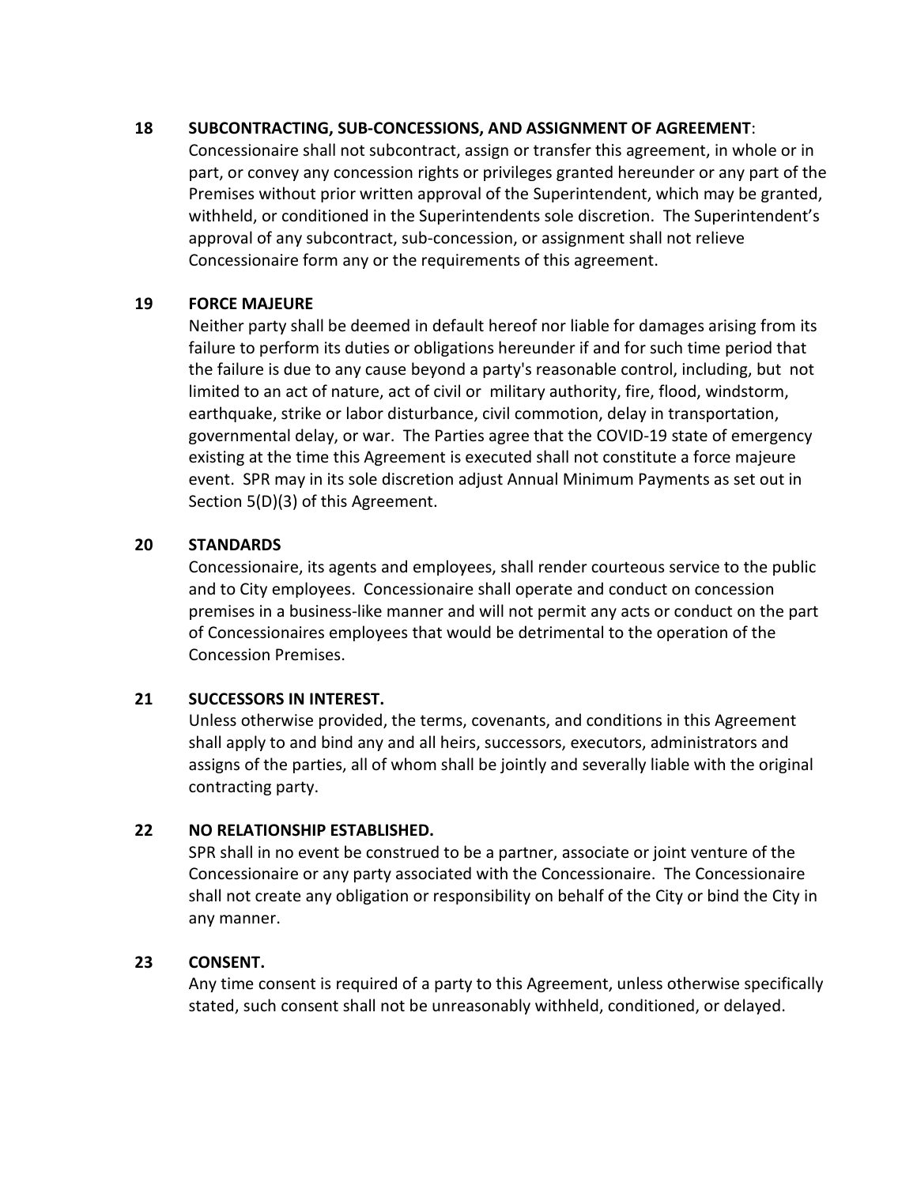**18 SUBCONTRACTING, SUB-CONCESSIONS, AND ASSIGNMENT OF AGREEMENT**:

Concessionaire shall not subcontract, assign or transfer this agreement, in whole or in part, or convey any concession rights or privileges granted hereunder or any part of the Premises without prior written approval of the Superintendent, which may be granted, withheld, or conditioned in the Superintendents sole discretion. The Superintendent's approval of any subcontract, sub-concession, or assignment shall not relieve Concessionaire form any or the requirements of this agreement.

**19 FORCE MAJEURE**

Neither party shall be deemed in default hereof nor liable for damages arising from its failure to perform its duties or obligations hereunder if and for such time period that the failure is due to any cause beyond a party's reasonable control, including, but not limited to an act of nature, act of civil or military authority, fire, flood, windstorm, earthquake, strike or labor disturbance, civil commotion, delay in transportation, governmental delay, or war. The Parties agree that the COVID-19 state of emergency existing at the time this Agreement is executed shall not constitute a force majeure event. SPR may in its sole discretion adjust Annual Minimum Payments as set out in Section 5(D)(3) of this Agreement.

**20 STANDARDS**

Concessionaire, its agents and employees, shall render courteous service to the public and to City employees. Concessionaire shall operate and conduct on concession premises in a business-like manner and will not permit any acts or conduct on the part of Concessionaires employees that would be detrimental to the operation of the Concession Premises.

**21 SUCCESSORS IN INTEREST.**

Unless otherwise provided, the terms, covenants, and conditions in this Agreement shall apply to and bind any and all heirs, successors, executors, administrators and assigns of the parties, all of whom shall be jointly and severally liable with the original contracting party.

**22 NO RELATIONSHIP ESTABLISHED.**

SPR shall in no event be construed to be a partner, associate or joint venture of the Concessionaire or any party associated with the Concessionaire. The Concessionaire shall not create any obligation or responsibility on behalf of the City or bind the City in any manner.

**23 CONSENT.**

Any time consent is required of a party to this Agreement, unless otherwise specifically stated, such consent shall not be unreasonably withheld, conditioned, or delayed.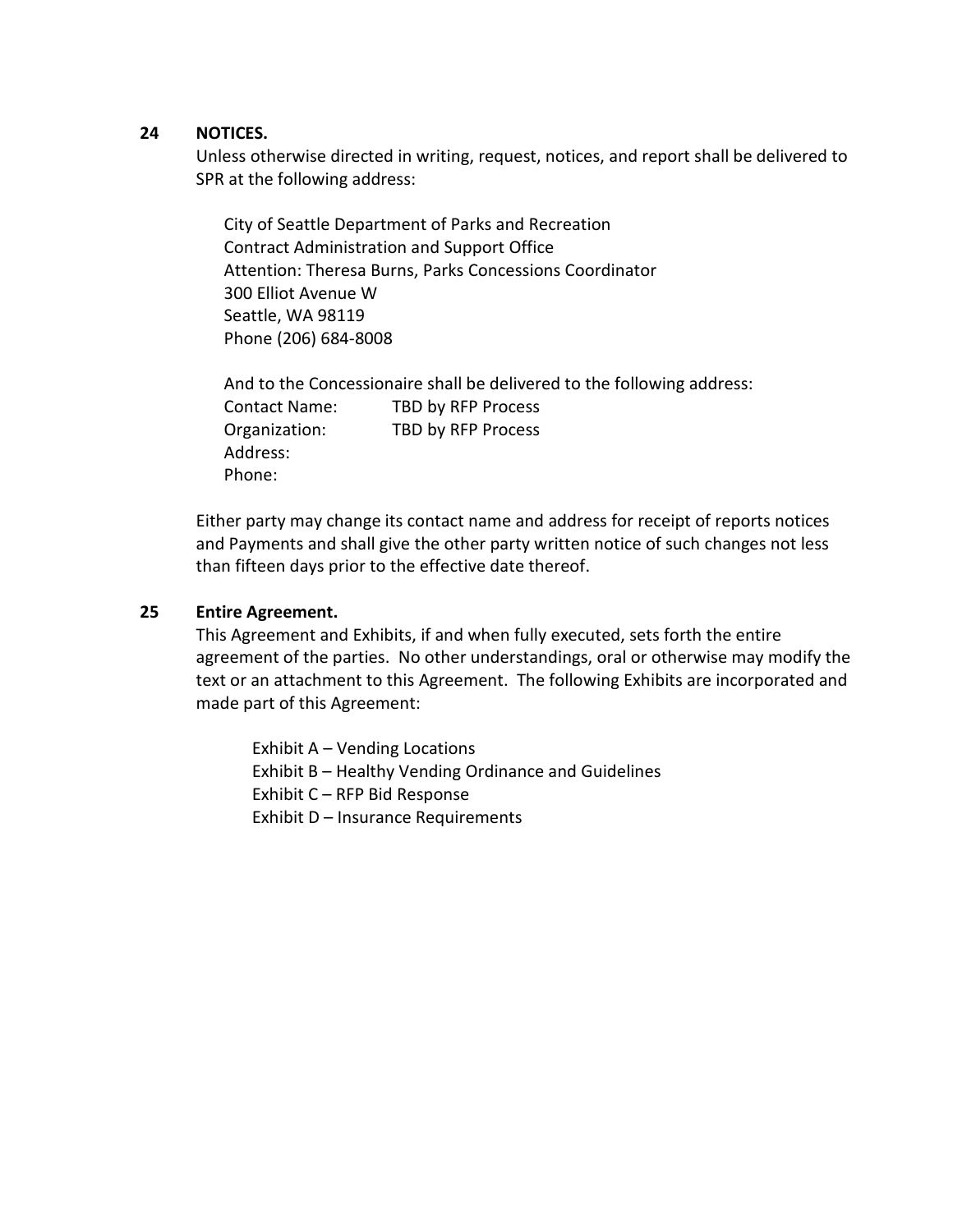**24 NOTICES.**

Unless otherwise directed in writing, request, notices, and report shall be delivered to SPR at the following address:

City of Seattle Department of Parks and Recreation
Contract Administration and Support Office
Attention: Theresa Burns, Parks Concessions Coordinator
300 Elliot Avenue W
Seattle, WA 98119
Phone (206) 684-8008

And to the Concessionaire shall be delivered to the following address:

Contact Name: TBD by RFP Process
Organization: TBD by RFP Process
Address:
Phone:

Either party may change its contact name and address for receipt of reports notices and Payments and shall give the other party written notice of such changes not less than fifteen days prior to the effective date thereof.

**25 Entire Agreement.**

This Agreement and Exhibits, if and when fully executed, sets forth the entire agreement of the parties. No other understandings, oral or otherwise may modify the text or an attachment to this Agreement. The following Exhibits are incorporated and made part of this Agreement:

Exhibit A – Vending Locations
Exhibit B – Healthy Vending Ordinance and Guidelines
Exhibit C – RFP Bid Response
Exhibit D – Insurance Requirements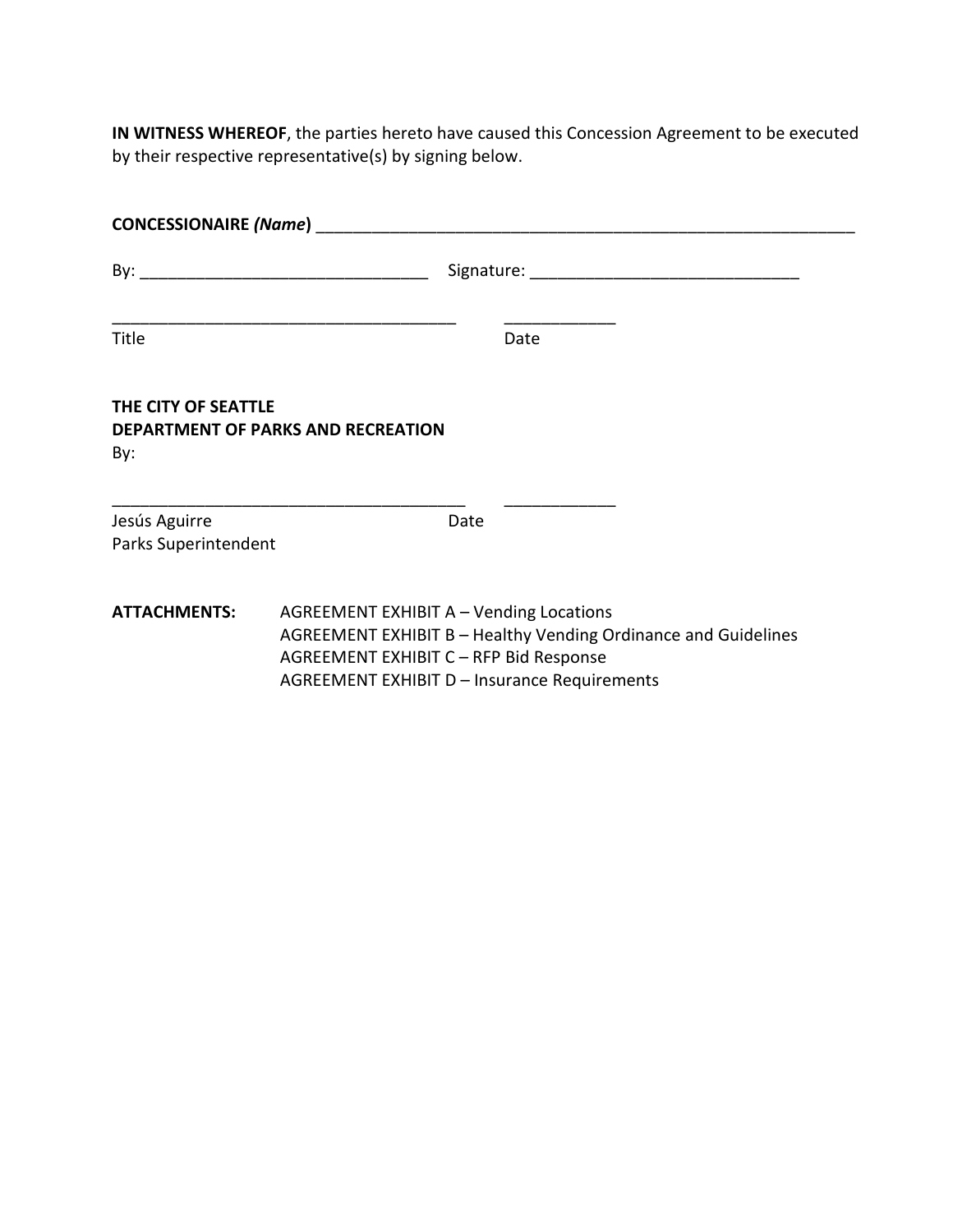**IN WITNESS WHEREOF**, the parties hereto have caused this Concession Agreement to be executed by their respective representative(s) by signing below.

**CONCESSIONAIRE *(Name*)** ____________________________________________________________

By: ________________________________ Signature: ______________________________

______________________________________ ____________
Title Date

**THE CITY OF SEATTLE**
**DEPARTMENT OF PARKS AND RECREATION**
By:

_______________________________________ ____________
Jesús Aguirre Date
Parks Superintendent

**ATTACHMENTS:** AGREEMENT EXHIBIT A – Vending Locations
AGREEMENT EXHIBIT B – Healthy Vending Ordinance and Guidelines
AGREEMENT EXHIBIT C – RFP Bid Response
AGREEMENT EXHIBIT D – Insurance Requirements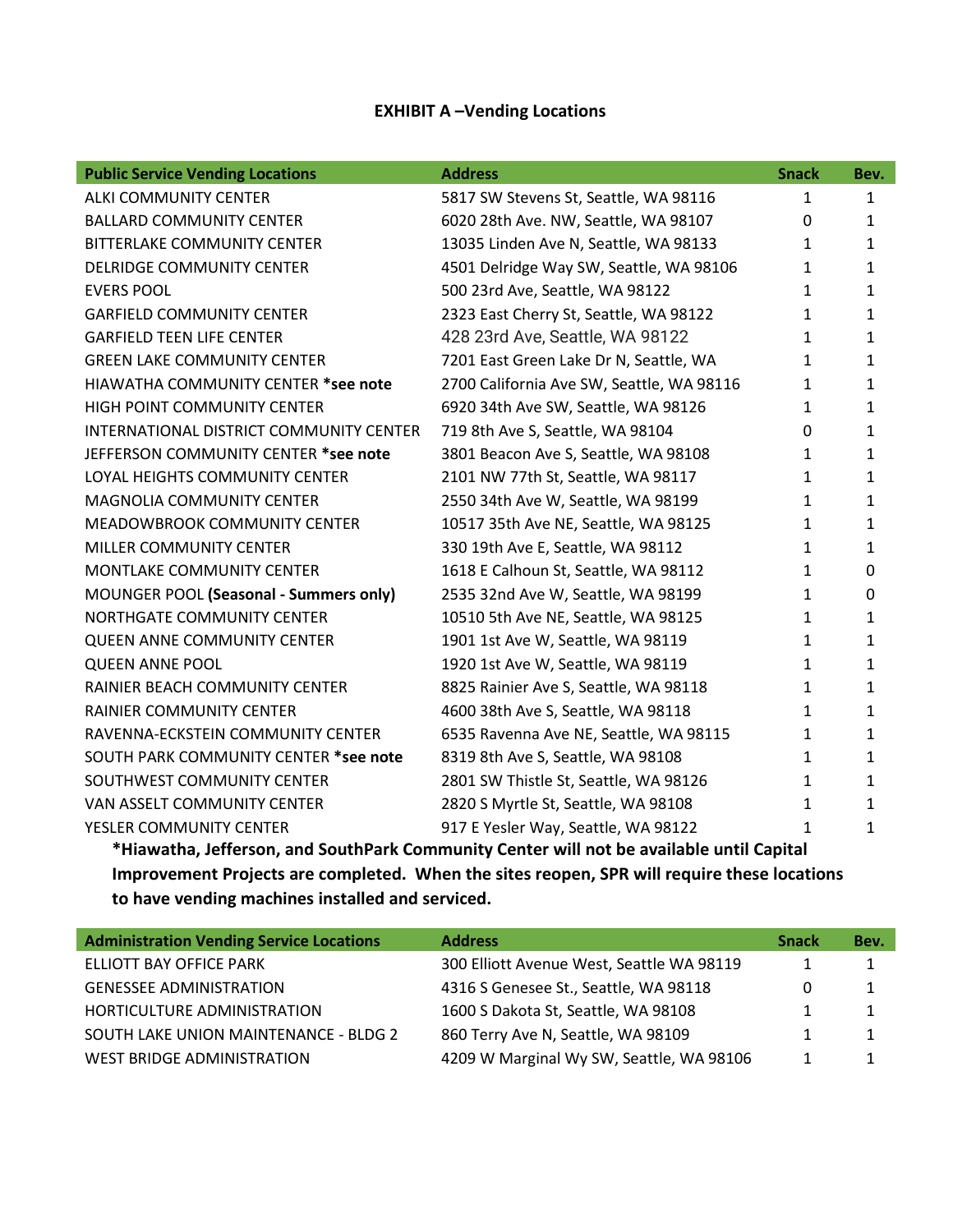## EXHIBIT A –Vending Locations

| Public Service Vending Locations | Address | Snack | Bev. |
|---|---|---|---|
| ALKI COMMUNITY CENTER | 5817 SW Stevens St, Seattle, WA 98116 | 1 | 1 |
| BALLARD COMMUNITY CENTER | 6020 28th Ave. NW, Seattle, WA 98107 | 0 | 1 |
| BITTERLAKE COMMUNITY CENTER | 13035 Linden Ave N, Seattle, WA 98133 | 1 | 1 |
| DELRIDGE COMMUNITY CENTER | 4501 Delridge Way SW, Seattle, WA 98106 | 1 | 1 |
| EVERS POOL | 500 23rd Ave, Seattle, WA 98122 | 1 | 1 |
| GARFIELD COMMUNITY CENTER | 2323 East Cherry St, Seattle, WA 98122 | 1 | 1 |
| GARFIELD TEEN LIFE CENTER | 428 23rd Ave, Seattle, WA 98122 | 1 | 1 |
| GREEN LAKE COMMUNITY CENTER | 7201 East Green Lake Dr N, Seattle, WA | 1 | 1 |
| HIAWATHA COMMUNITY CENTER **\*see note** | 2700 California Ave SW, Seattle, WA 98116 | 1 | 1 |
| HIGH POINT COMMUNITY CENTER | 6920 34th Ave SW, Seattle, WA 98126 | 1 | 1 |
| INTERNATIONAL DISTRICT COMMUNITY CENTER | 719 8th Ave S, Seattle, WA 98104 | 0 | 1 |
| JEFFERSON COMMUNITY CENTER **\*see note** | 3801 Beacon Ave S, Seattle, WA 98108 | 1 | 1 |
| LOYAL HEIGHTS COMMUNITY CENTER | 2101 NW 77th St, Seattle, WA 98117 | 1 | 1 |
| MAGNOLIA COMMUNITY CENTER | 2550 34th Ave W, Seattle, WA 98199 | 1 | 1 |
| MEADOWBROOK COMMUNITY CENTER | 10517 35th Ave NE, Seattle, WA 98125 | 1 | 1 |
| MILLER COMMUNITY CENTER | 330 19th Ave E, Seattle, WA 98112 | 1 | 1 |
| MONTLAKE COMMUNITY CENTER | 1618 E Calhoun St, Seattle, WA 98112 | 1 | 0 |
| MOUNGER POOL **(Seasonal - Summers only)** | 2535 32nd Ave W, Seattle, WA 98199 | 1 | 0 |
| NORTHGATE COMMUNITY CENTER | 10510 5th Ave NE, Seattle, WA 98125 | 1 | 1 |
| QUEEN ANNE COMMUNITY CENTER | 1901 1st Ave W, Seattle, WA 98119 | 1 | 1 |
| QUEEN ANNE POOL | 1920 1st Ave W, Seattle, WA 98119 | 1 | 1 |
| RAINIER BEACH COMMUNITY CENTER | 8825 Rainier Ave S, Seattle, WA 98118 | 1 | 1 |
| RAINIER COMMUNITY CENTER | 4600 38th Ave S, Seattle, WA 98118 | 1 | 1 |
| RAVENNA-ECKSTEIN COMMUNITY CENTER | 6535 Ravenna Ave NE, Seattle, WA 98115 | 1 | 1 |
| SOUTH PARK COMMUNITY CENTER **\*see note** | 8319 8th Ave S, Seattle, WA 98108 | 1 | 1 |
| SOUTHWEST COMMUNITY CENTER | 2801 SW Thistle St, Seattle, WA 98126 | 1 | 1 |
| VAN ASSELT COMMUNITY CENTER | 2820 S Myrtle St, Seattle, WA 98108 | 1 | 1 |
| YESLER COMMUNITY CENTER | 917 E Yesler Way, Seattle, WA 98122 | 1 | 1 |

**\*Hiawatha, Jefferson, and SouthPark Community Center will not be available until Capital Improvement Projects are completed. When the sites reopen, SPR will require these locations to have vending machines installed and serviced.**

| Administration Vending Service Locations | Address | Snack | Bev. |
|---|---|---|---|
| ELLIOTT BAY OFFICE PARK | 300 Elliott Avenue West, Seattle WA 98119 | 1 | 1 |
| GENESSEE ADMINISTRATION | 4316 S Genesee St., Seattle, WA 98118 | 0 | 1 |
| HORTICULTURE ADMINISTRATION | 1600 S Dakota St, Seattle, WA 98108 | 1 | 1 |
| SOUTH LAKE UNION MAINTENANCE - BLDG 2 | 860 Terry Ave N, Seattle, WA 98109 | 1 | 1 |
| WEST BRIDGE ADMINISTRATION | 4209 W Marginal Wy SW, Seattle, WA 98106 | 1 | 1 |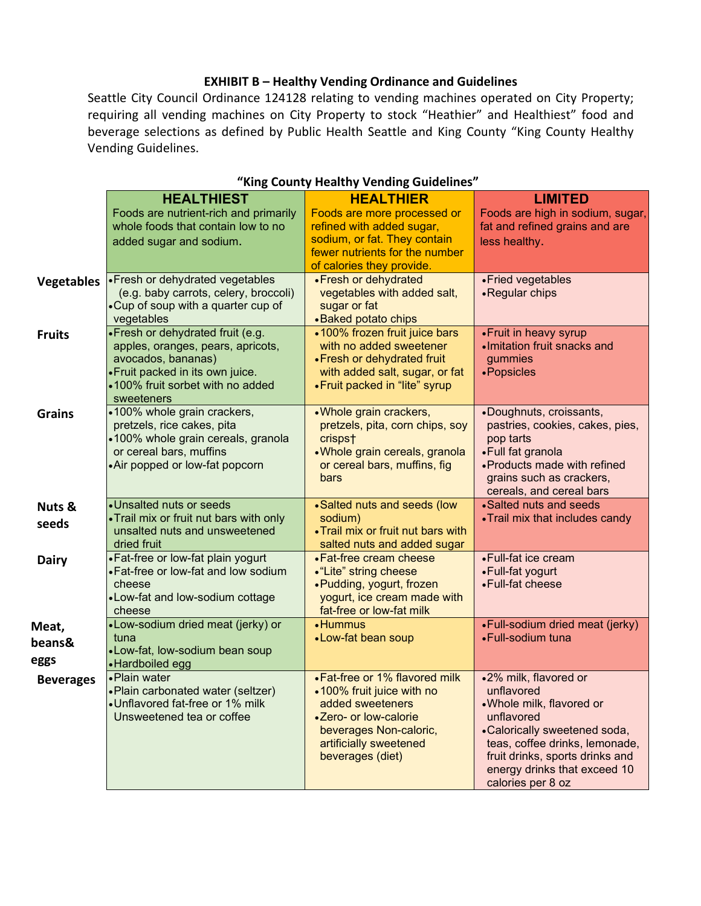**EXHIBIT B – Healthy Vending Ordinance and Guidelines**

Seattle City Council Ordinance 124128 relating to vending machines operated on City Property; requiring all vending machines on City Property to stock "Heathier" and Healthiest" food and beverage selections as defined by Public Health Seattle and King County "King County Healthy Vending Guidelines.

**"King County Healthy Vending Guidelines"**

| | **HEALTHIEST** Foods are nutrient-rich and primarily whole foods that contain low to no added sugar and sodium. | **HEALTHIER** Foods are more processed or refined with added sugar, sodium, or fat. They contain fewer nutrients for the number of calories they provide. | **LIMITED** Foods are high in sodium, sugar, fat and refined grains and are less healthy. |
|---|---|---|---|
| **Vegetables** | • Fresh or dehydrated vegetables (e.g. baby carrots, celery, broccoli)<br>• Cup of soup with a quarter cup of vegetables | • Fresh or dehydrated vegetables with added salt, sugar or fat<br>• Baked potato chips | • Fried vegetables<br>• Regular chips |
| **Fruits** | • Fresh or dehydrated fruit (e.g. apples, oranges, pears, apricots, avocados, bananas)<br>• Fruit packed in its own juice.<br>• 100% fruit sorbet with no added sweeteners | • 100% frozen fruit juice bars with no added sweetener<br>• Fresh or dehydrated fruit with added salt, sugar, or fat<br>• Fruit packed in "lite" syrup | • Fruit in heavy syrup<br>• Imitation fruit snacks and gummies<br>• Popsicles |
| **Grains** | • 100% whole grain crackers, pretzels, rice cakes, pita<br>• 100% whole grain cereals, granola or cereal bars, muffins<br>• Air popped or low-fat popcorn | • Whole grain crackers, pretzels, pita, corn chips, soy crisps†<br>• Whole grain cereals, granola or cereal bars, muffins, fig bars | • Doughnuts, croissants, pastries, cookies, cakes, pies, pop tarts<br>• Full fat granola<br>• Products made with refined grains such as crackers, cereals, and cereal bars |
| **Nuts & seeds** | • Unsalted nuts or seeds<br>• Trail mix or fruit nut bars with only unsalted nuts and unsweetened dried fruit | • Salted nuts and seeds (low sodium)<br>• Trail mix or fruit nut bars with salted nuts and added sugar | • Salted nuts and seeds<br>• Trail mix that includes candy |
| **Dairy** | • Fat-free or low-fat plain yogurt<br>• Fat-free or low-fat and low sodium cheese<br>• Low-fat and low-sodium cottage cheese | • Fat-free cream cheese<br>• "Lite" string cheese<br>• Pudding, yogurt, frozen yogurt, ice cream made with fat-free or low-fat milk | • Full-fat ice cream<br>• Full-fat yogurt<br>• Full-fat cheese |
| **Meat, beans& eggs** | • Low-sodium dried meat (jerky) or tuna<br>• Low-fat, low-sodium bean soup<br>• Hardboiled egg | • Hummus<br>• Low-fat bean soup | • Full-sodium dried meat (jerky)<br>• Full-sodium tuna |
| **Beverages** | • Plain water<br>• Plain carbonated water (seltzer)<br>• Unflavored fat-free or 1% milk Unsweetened tea or coffee | • Fat-free or 1% flavored milk<br>• 100% fruit juice with no added sweeteners<br>• Zero- or low-calorie beverages Non-caloric, artificially sweetened beverages (diet) | • 2% milk, flavored or unflavored<br>• Whole milk, flavored or unflavored<br>• Calorically sweetened soda, teas, coffee drinks, lemonade, fruit drinks, sports drinks and energy drinks that exceed 10 calories per 8 oz |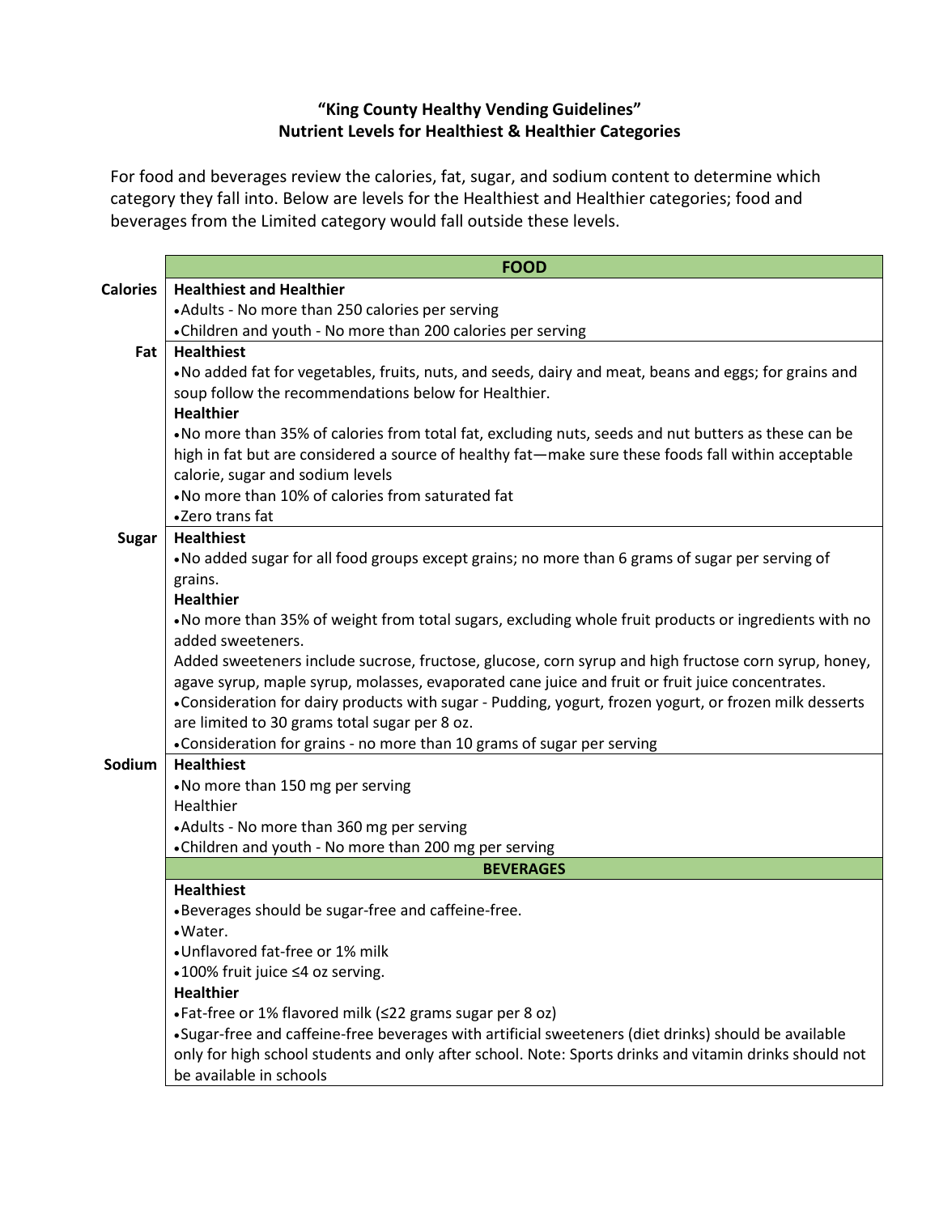**"King County Healthy Vending Guidelines"**
**Nutrient Levels for Healthiest & Healthier Categories**

For food and beverages review the calories, fat, sugar, and sodium content to determine which category they fall into. Below are levels for the Healthiest and Healthier categories; food and beverages from the Limited category would fall outside these levels.

| | **FOOD** |
|---|---|
| **Calories** | **Healthiest and Healthier**<br>• Adults - No more than 250 calories per serving<br>• Children and youth - No more than 200 calories per serving |
| **Fat** | **Healthiest**<br>• No added fat for vegetables, fruits, nuts, and seeds, dairy and meat, beans and eggs; for grains and soup follow the recommendations below for Healthier.<br>**Healthier**<br>• No more than 35% of calories from total fat, excluding nuts, seeds and nut butters as these can be high in fat but are considered a source of healthy fat—make sure these foods fall within acceptable calorie, sugar and sodium levels<br>• No more than 10% of calories from saturated fat<br>• Zero trans fat |
| **Sugar** | **Healthiest**<br>• No added sugar for all food groups except grains; no more than 6 grams of sugar per serving of grains.<br>**Healthier**<br>• No more than 35% of weight from total sugars, excluding whole fruit products or ingredients with no added sweeteners.<br>Added sweeteners include sucrose, fructose, glucose, corn syrup and high fructose corn syrup, honey, agave syrup, maple syrup, molasses, evaporated cane juice and fruit or fruit juice concentrates.<br>• Consideration for dairy products with sugar - Pudding, yogurt, frozen yogurt, or frozen milk desserts are limited to 30 grams total sugar per 8 oz.<br>• Consideration for grains - no more than 10 grams of sugar per serving |
| **Sodium** | **Healthiest**<br>• No more than 150 mg per serving<br>Healthier<br>• Adults - No more than 360 mg per serving<br>• Children and youth - No more than 200 mg per serving |
| | **BEVERAGES** |
| | **Healthiest**<br>• Beverages should be sugar-free and caffeine-free.<br>• Water.<br>• Unflavored fat-free or 1% milk<br>• 100% fruit juice ≤4 oz serving.<br>**Healthier**<br>• Fat-free or 1% flavored milk (≤22 grams sugar per 8 oz)<br>• Sugar-free and caffeine-free beverages with artificial sweeteners (diet drinks) should be available only for high school students and only after school. Note: Sports drinks and vitamin drinks should not be available in schools |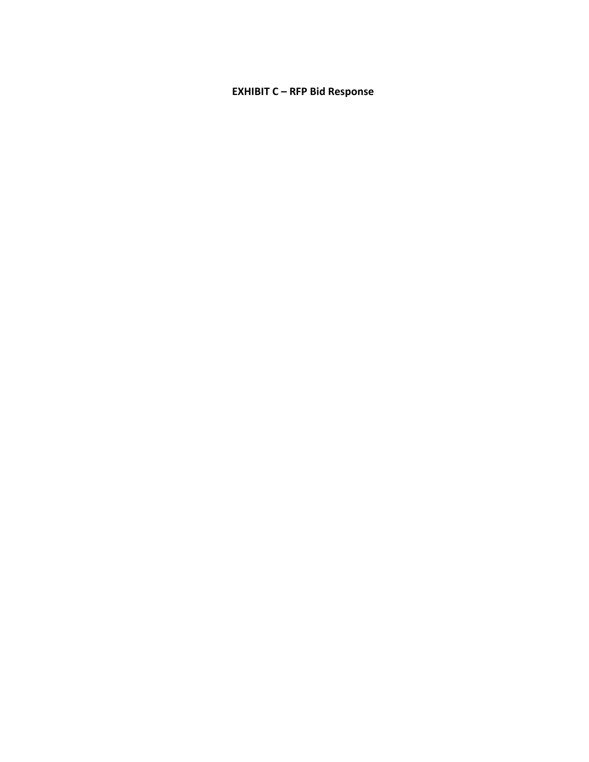**EXHIBIT C – RFP Bid Response**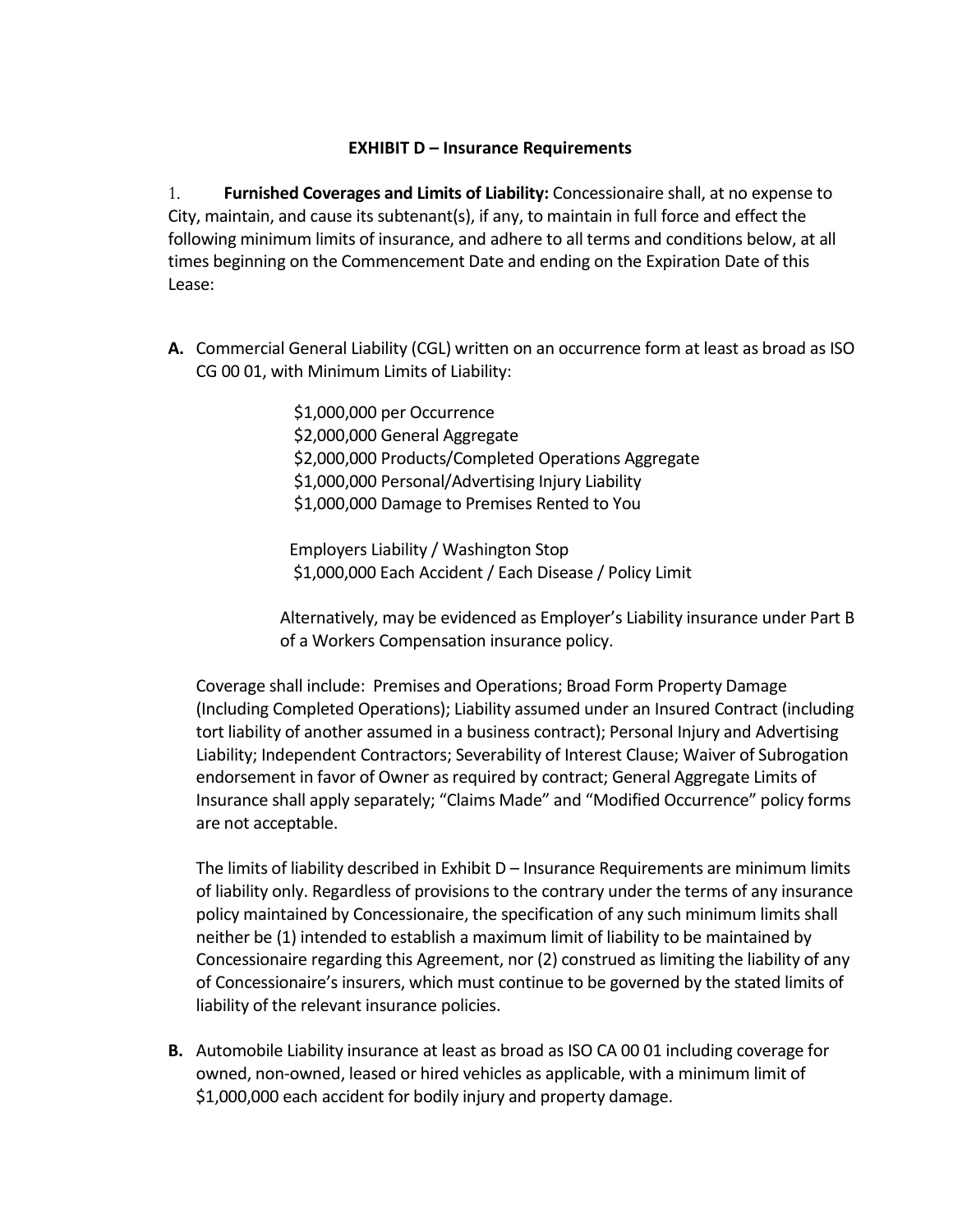**EXHIBIT D – Insurance Requirements**

1. **Furnished Coverages and Limits of Liability:** Concessionaire shall, at no expense to City, maintain, and cause its subtenant(s), if any, to maintain in full force and effect the following minimum limits of insurance, and adhere to all terms and conditions below, at all times beginning on the Commencement Date and ending on the Expiration Date of this Lease:

**A.** Commercial General Liability (CGL) written on an occurrence form at least as broad as ISO CG 00 01, with Minimum Limits of Liability:

$1,000,000 per Occurrence
$2,000,000 General Aggregate
$2,000,000 Products/Completed Operations Aggregate
$1,000,000 Personal/Advertising Injury Liability
$1,000,000 Damage to Premises Rented to You

Employers Liability / Washington Stop
$1,000,000 Each Accident / Each Disease / Policy Limit

Alternatively, may be evidenced as Employer's Liability insurance under Part B of a Workers Compensation insurance policy.

Coverage shall include: Premises and Operations; Broad Form Property Damage (Including Completed Operations); Liability assumed under an Insured Contract (including tort liability of another assumed in a business contract); Personal Injury and Advertising Liability; Independent Contractors; Severability of Interest Clause; Waiver of Subrogation endorsement in favor of Owner as required by contract; General Aggregate Limits of Insurance shall apply separately; "Claims Made" and "Modified Occurrence" policy forms are not acceptable.

The limits of liability described in Exhibit D – Insurance Requirements are minimum limits of liability only. Regardless of provisions to the contrary under the terms of any insurance policy maintained by Concessionaire, the specification of any such minimum limits shall neither be (1) intended to establish a maximum limit of liability to be maintained by Concessionaire regarding this Agreement, nor (2) construed as limiting the liability of any of Concessionaire's insurers, which must continue to be governed by the stated limits of liability of the relevant insurance policies.

**B.** Automobile Liability insurance at least as broad as ISO CA 00 01 including coverage for owned, non-owned, leased or hired vehicles as applicable, with a minimum limit of $1,000,000 each accident for bodily injury and property damage.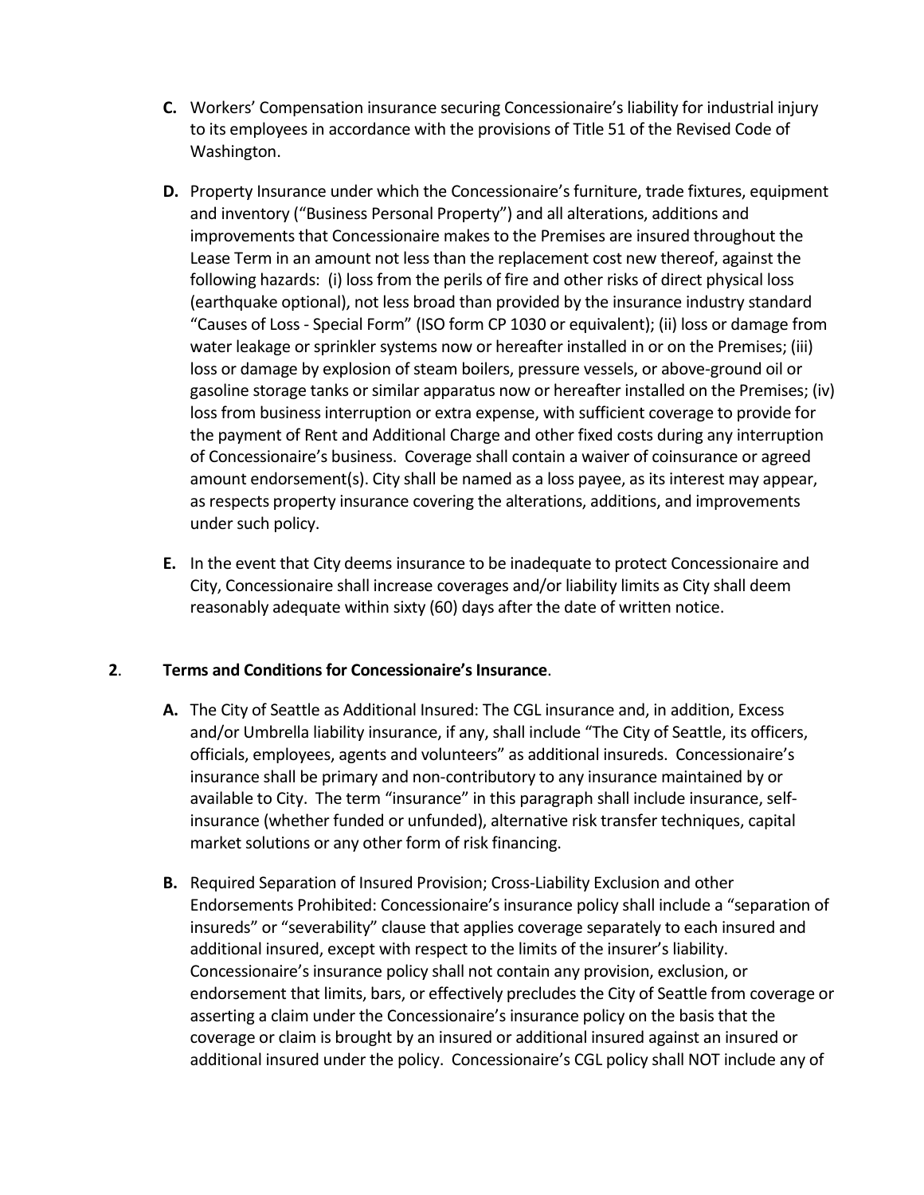**C.** Workers' Compensation insurance securing Concessionaire's liability for industrial injury to its employees in accordance with the provisions of Title 51 of the Revised Code of Washington.

**D.** Property Insurance under which the Concessionaire's furniture, trade fixtures, equipment and inventory ("Business Personal Property") and all alterations, additions and improvements that Concessionaire makes to the Premises are insured throughout the Lease Term in an amount not less than the replacement cost new thereof, against the following hazards: (i) loss from the perils of fire and other risks of direct physical loss (earthquake optional), not less broad than provided by the insurance industry standard "Causes of Loss - Special Form" (ISO form CP 1030 or equivalent); (ii) loss or damage from water leakage or sprinkler systems now or hereafter installed in or on the Premises; (iii) loss or damage by explosion of steam boilers, pressure vessels, or above-ground oil or gasoline storage tanks or similar apparatus now or hereafter installed on the Premises; (iv) loss from business interruption or extra expense, with sufficient coverage to provide for the payment of Rent and Additional Charge and other fixed costs during any interruption of Concessionaire's business. Coverage shall contain a waiver of coinsurance or agreed amount endorsement(s). City shall be named as a loss payee, as its interest may appear, as respects property insurance covering the alterations, additions, and improvements under such policy.

**E.** In the event that City deems insurance to be inadequate to protect Concessionaire and City, Concessionaire shall increase coverages and/or liability limits as City shall deem reasonably adequate within sixty (60) days after the date of written notice.

**2**. **Terms and Conditions for Concessionaire's Insurance**.

**A.** The City of Seattle as Additional Insured: The CGL insurance and, in addition, Excess and/or Umbrella liability insurance, if any, shall include "The City of Seattle, its officers, officials, employees, agents and volunteers" as additional insureds. Concessionaire's insurance shall be primary and non-contributory to any insurance maintained by or available to City. The term "insurance" in this paragraph shall include insurance, self-insurance (whether funded or unfunded), alternative risk transfer techniques, capital market solutions or any other form of risk financing.

**B.** Required Separation of Insured Provision; Cross-Liability Exclusion and other Endorsements Prohibited: Concessionaire's insurance policy shall include a "separation of insureds" or "severability" clause that applies coverage separately to each insured and additional insured, except with respect to the limits of the insurer's liability. Concessionaire's insurance policy shall not contain any provision, exclusion, or endorsement that limits, bars, or effectively precludes the City of Seattle from coverage or asserting a claim under the Concessionaire's insurance policy on the basis that the coverage or claim is brought by an insured or additional insured against an insured or additional insured under the policy. Concessionaire's CGL policy shall NOT include any of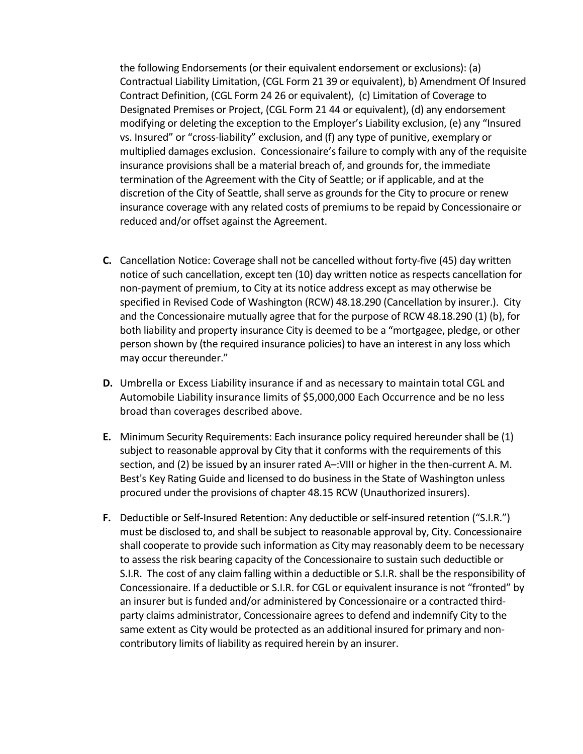the following Endorsements (or their equivalent endorsement or exclusions): (a) Contractual Liability Limitation, (CGL Form 21 39 or equivalent), b) Amendment Of Insured Contract Definition, (CGL Form 24 26 or equivalent), (c) Limitation of Coverage to Designated Premises or Project, (CGL Form 21 44 or equivalent), (d) any endorsement modifying or deleting the exception to the Employer's Liability exclusion, (e) any "Insured vs. Insured" or "cross-liability" exclusion, and (f) any type of punitive, exemplary or multiplied damages exclusion. Concessionaire's failure to comply with any of the requisite insurance provisions shall be a material breach of, and grounds for, the immediate termination of the Agreement with the City of Seattle; or if applicable, and at the discretion of the City of Seattle, shall serve as grounds for the City to procure or renew insurance coverage with any related costs of premiums to be repaid by Concessionaire or reduced and/or offset against the Agreement.

**C.** Cancellation Notice: Coverage shall not be cancelled without forty-five (45) day written notice of such cancellation, except ten (10) day written notice as respects cancellation for non-payment of premium, to City at its notice address except as may otherwise be specified in Revised Code of Washington (RCW) 48.18.290 (Cancellation by insurer.). City and the Concessionaire mutually agree that for the purpose of RCW 48.18.290 (1) (b), for both liability and property insurance City is deemed to be a "mortgagee, pledge, or other person shown by (the required insurance policies) to have an interest in any loss which may occur thereunder."

**D.** Umbrella or Excess Liability insurance if and as necessary to maintain total CGL and Automobile Liability insurance limits of $5,000,000 Each Occurrence and be no less broad than coverages described above.

**E.** Minimum Security Requirements: Each insurance policy required hereunder shall be (1) subject to reasonable approval by City that it conforms with the requirements of this section, and (2) be issued by an insurer rated A–:VIII or higher in the then-current A. M. Best's Key Rating Guide and licensed to do business in the State of Washington unless procured under the provisions of chapter 48.15 RCW (Unauthorized insurers).

**F.** Deductible or Self-Insured Retention: Any deductible or self-insured retention ("S.I.R.") must be disclosed to, and shall be subject to reasonable approval by, City. Concessionaire shall cooperate to provide such information as City may reasonably deem to be necessary to assess the risk bearing capacity of the Concessionaire to sustain such deductible or S.I.R. The cost of any claim falling within a deductible or S.I.R. shall be the responsibility of Concessionaire. If a deductible or S.I.R. for CGL or equivalent insurance is not "fronted" by an insurer but is funded and/or administered by Concessionaire or a contracted third-party claims administrator, Concessionaire agrees to defend and indemnify City to the same extent as City would be protected as an additional insured for primary and non-contributory limits of liability as required herein by an insurer.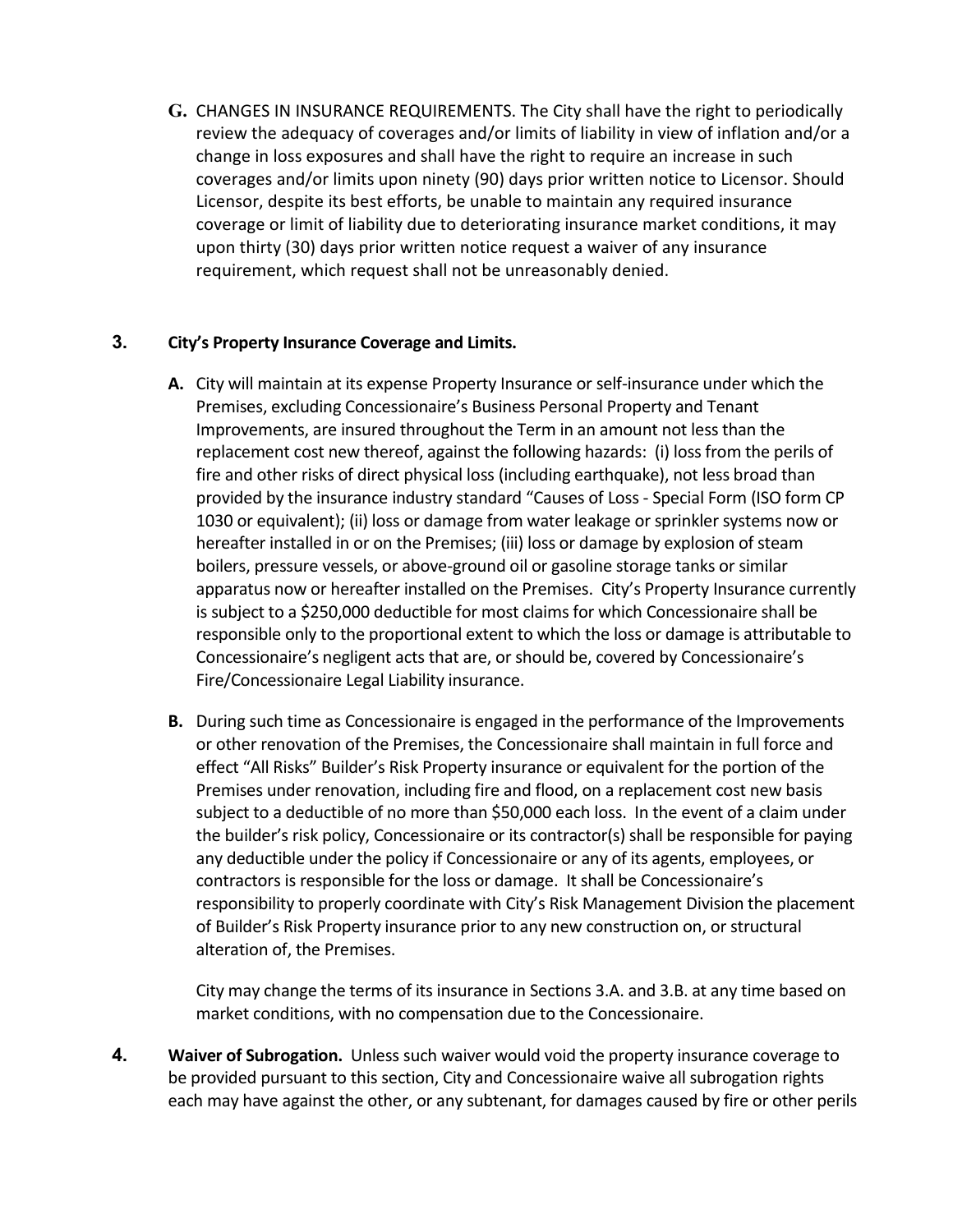**G.** CHANGES IN INSURANCE REQUIREMENTS. The City shall have the right to periodically review the adequacy of coverages and/or limits of liability in view of inflation and/or a change in loss exposures and shall have the right to require an increase in such coverages and/or limits upon ninety (90) days prior written notice to Licensor. Should Licensor, despite its best efforts, be unable to maintain any required insurance coverage or limit of liability due to deteriorating insurance market conditions, it may upon thirty (30) days prior written notice request a waiver of any insurance requirement, which request shall not be unreasonably denied.

**3. City's Property Insurance Coverage and Limits.**

**A.** City will maintain at its expense Property Insurance or self-insurance under which the Premises, excluding Concessionaire's Business Personal Property and Tenant Improvements, are insured throughout the Term in an amount not less than the replacement cost new thereof, against the following hazards: (i) loss from the perils of fire and other risks of direct physical loss (including earthquake), not less broad than provided by the insurance industry standard "Causes of Loss - Special Form (ISO form CP 1030 or equivalent); (ii) loss or damage from water leakage or sprinkler systems now or hereafter installed in or on the Premises; (iii) loss or damage by explosion of steam boilers, pressure vessels, or above-ground oil or gasoline storage tanks or similar apparatus now or hereafter installed on the Premises. City's Property Insurance currently is subject to a $250,000 deductible for most claims for which Concessionaire shall be responsible only to the proportional extent to which the loss or damage is attributable to Concessionaire's negligent acts that are, or should be, covered by Concessionaire's Fire/Concessionaire Legal Liability insurance.

**B.** During such time as Concessionaire is engaged in the performance of the Improvements or other renovation of the Premises, the Concessionaire shall maintain in full force and effect "All Risks" Builder's Risk Property insurance or equivalent for the portion of the Premises under renovation, including fire and flood, on a replacement cost new basis subject to a deductible of no more than $50,000 each loss. In the event of a claim under the builder's risk policy, Concessionaire or its contractor(s) shall be responsible for paying any deductible under the policy if Concessionaire or any of its agents, employees, or contractors is responsible for the loss or damage. It shall be Concessionaire's responsibility to properly coordinate with City's Risk Management Division the placement of Builder's Risk Property insurance prior to any new construction on, or structural alteration of, the Premises.

City may change the terms of its insurance in Sections 3.A. and 3.B. at any time based on market conditions, with no compensation due to the Concessionaire.

**4. Waiver of Subrogation.** Unless such waiver would void the property insurance coverage to be provided pursuant to this section, City and Concessionaire waive all subrogation rights each may have against the other, or any subtenant, for damages caused by fire or other perils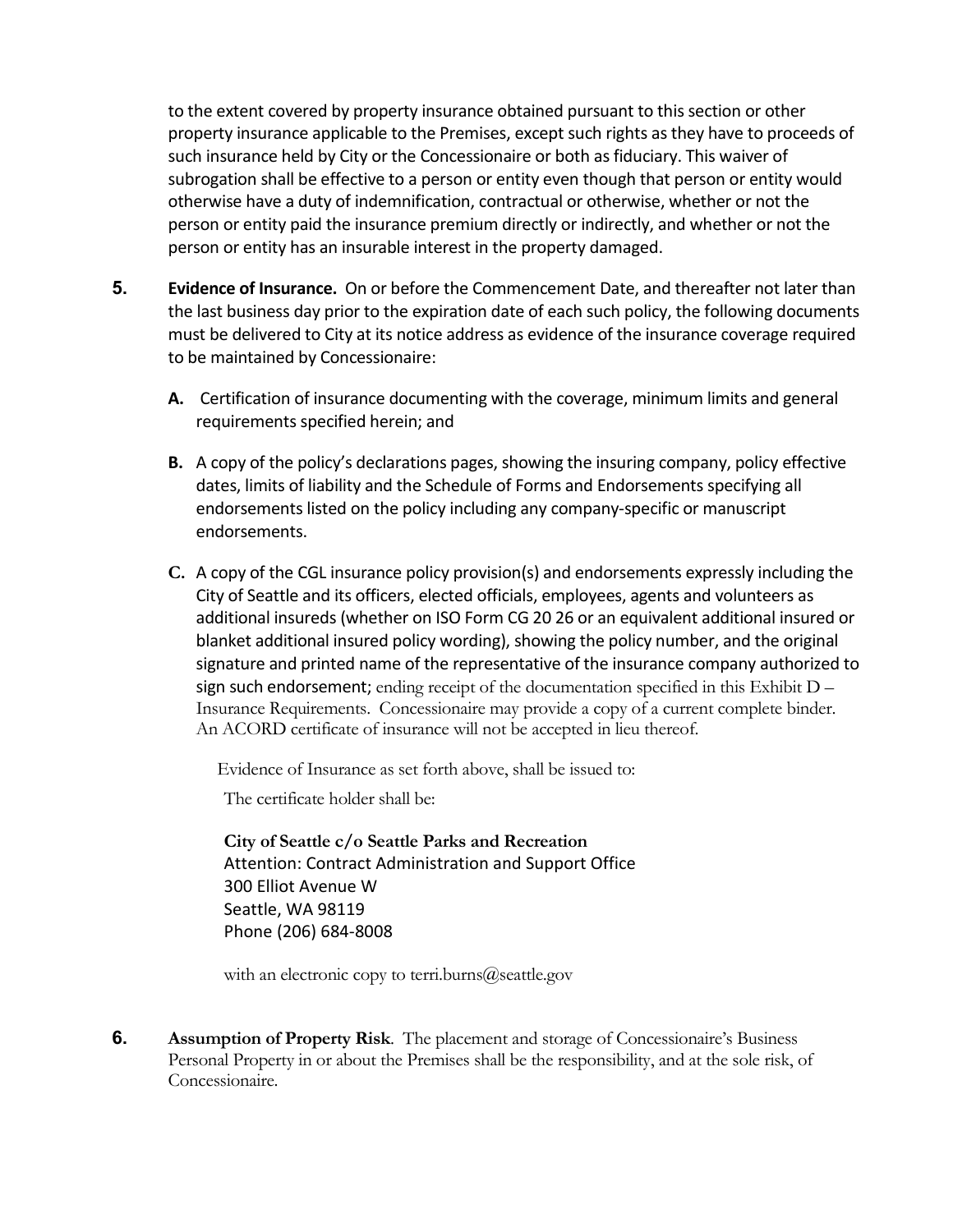to the extent covered by property insurance obtained pursuant to this section or other property insurance applicable to the Premises, except such rights as they have to proceeds of such insurance held by City or the Concessionaire or both as fiduciary. This waiver of subrogation shall be effective to a person or entity even though that person or entity would otherwise have a duty of indemnification, contractual or otherwise, whether or not the person or entity paid the insurance premium directly or indirectly, and whether or not the person or entity has an insurable interest in the property damaged.

**5. Evidence of Insurance.** On or before the Commencement Date, and thereafter not later than the last business day prior to the expiration date of each such policy, the following documents must be delivered to City at its notice address as evidence of the insurance coverage required to be maintained by Concessionaire:

**A.** Certification of insurance documenting with the coverage, minimum limits and general requirements specified herein; and

**B.** A copy of the policy's declarations pages, showing the insuring company, policy effective dates, limits of liability and the Schedule of Forms and Endorsements specifying all endorsements listed on the policy including any company-specific or manuscript endorsements.

**C.** A copy of the CGL insurance policy provision(s) and endorsements expressly including the City of Seattle and its officers, elected officials, employees, agents and volunteers as additional insureds (whether on ISO Form CG 20 26 or an equivalent additional insured or blanket additional insured policy wording), showing the policy number, and the original signature and printed name of the representative of the insurance company authorized to sign such endorsement; ending receipt of the documentation specified in this Exhibit D – Insurance Requirements. Concessionaire may provide a copy of a current complete binder. An ACORD certificate of insurance will not be accepted in lieu thereof.

Evidence of Insurance as set forth above, shall be issued to:

The certificate holder shall be:

**City of Seattle c/o Seattle Parks and Recreation**
Attention: Contract Administration and Support Office
300 Elliot Avenue W
Seattle, WA 98119
Phone (206) 684-8008

with an electronic copy to terri.burns@seattle.gov

**6. Assumption of Property Risk**. The placement and storage of Concessionaire's Business Personal Property in or about the Premises shall be the responsibility, and at the sole risk, of Concessionaire.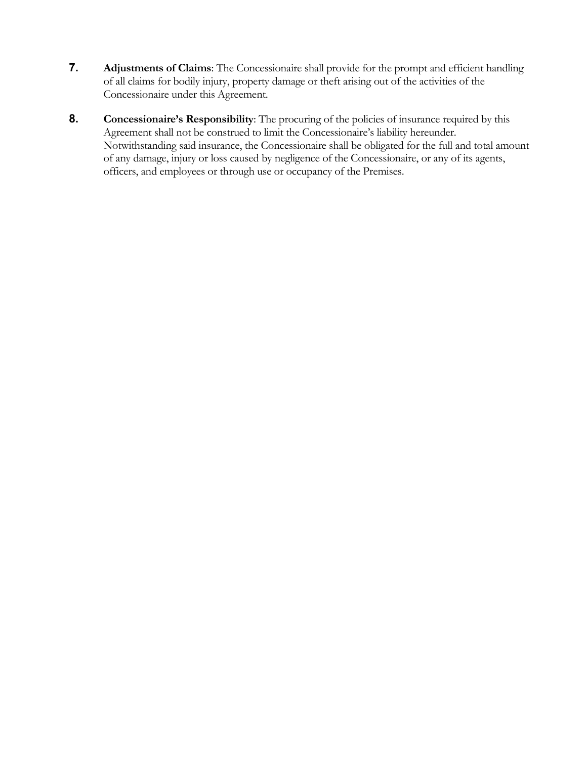7. **Adjustments of Claims**: The Concessionaire shall provide for the prompt and efficient handling of all claims for bodily injury, property damage or theft arising out of the activities of the Concessionaire under this Agreement.

8. **Concessionaire's Responsibility**: The procuring of the policies of insurance required by this Agreement shall not be construed to limit the Concessionaire's liability hereunder. Notwithstanding said insurance, the Concessionaire shall be obligated for the full and total amount of any damage, injury or loss caused by negligence of the Concessionaire, or any of its agents, officers, and employees or through use or occupancy of the Premises.